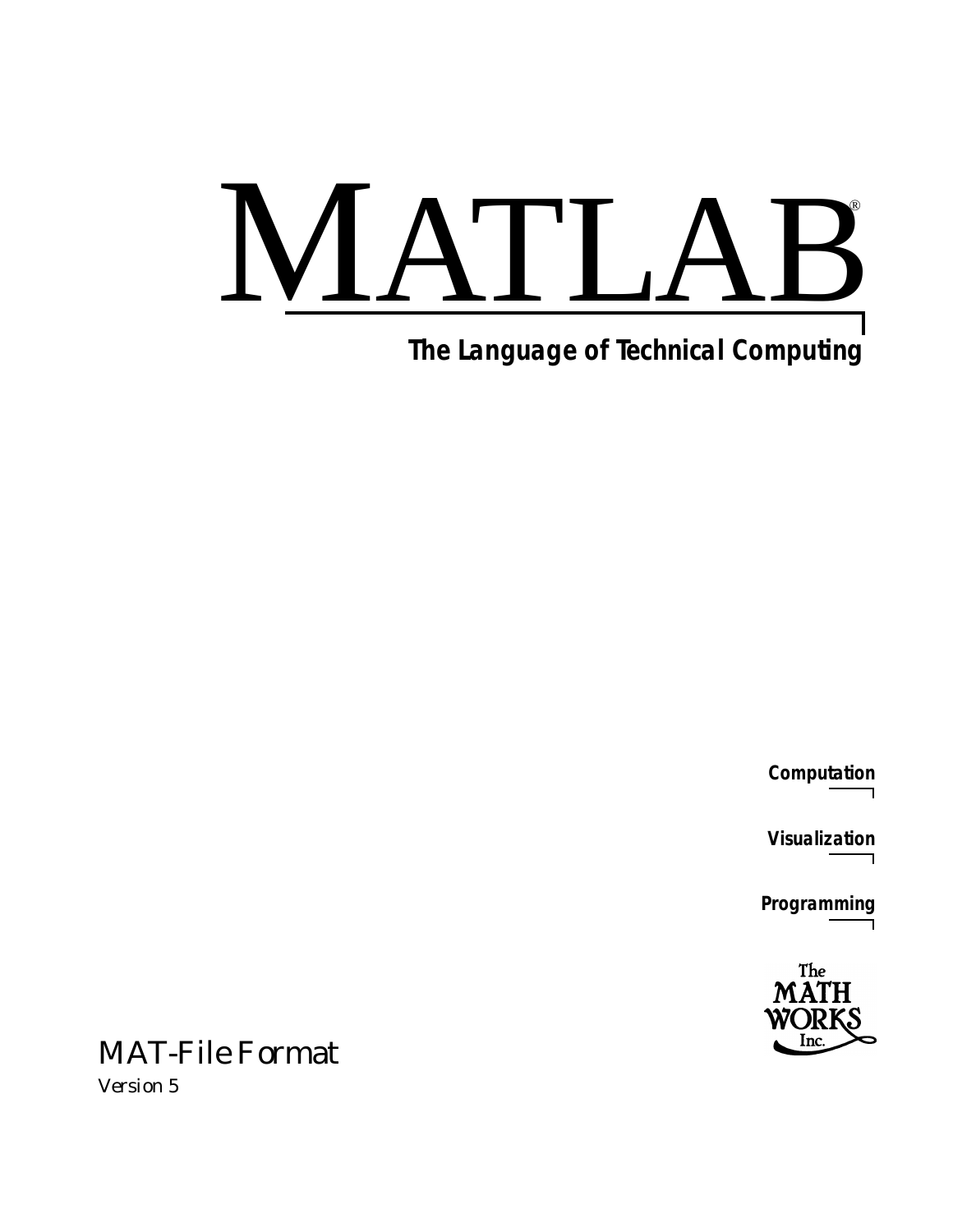# MATLAB®

**The Language of Technical Computing**

**Computation**

**Visualization**

**Programming**

The MATH WORKS Inc.

## MAT-File Format

*Version 5*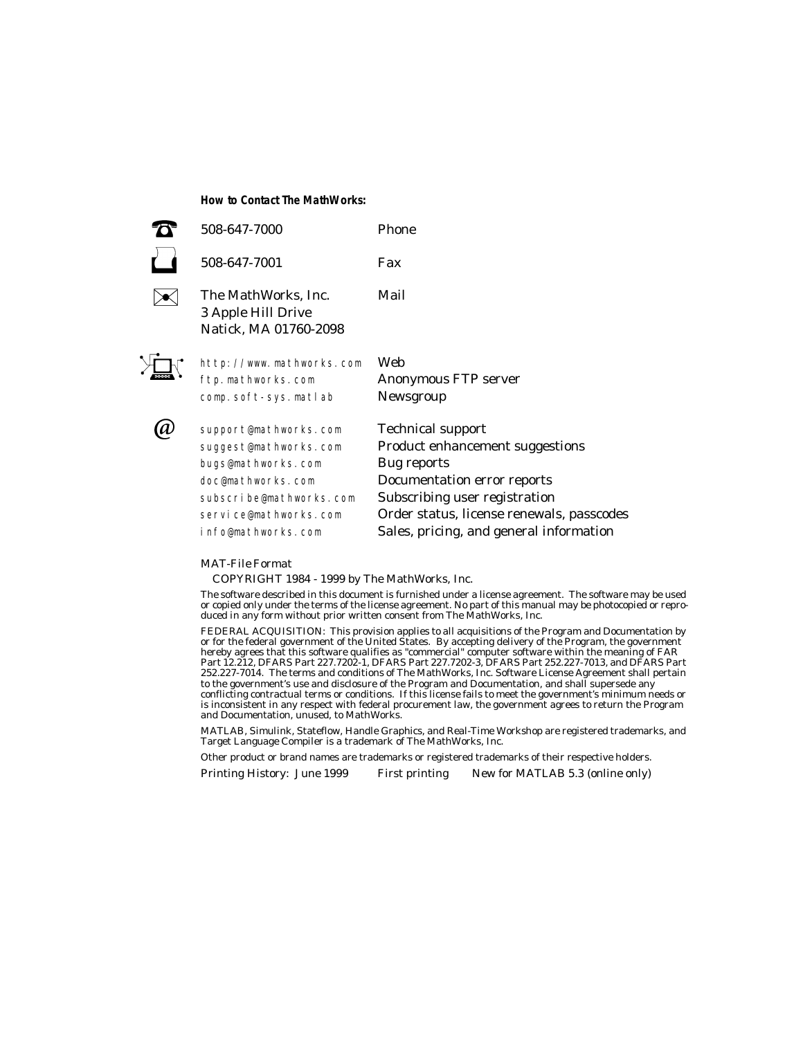**How to Contact The MathWorks:**

| | | |
|---|---|---|
| ☎ | 508-647-7000 | Phone |
| | 508-647-7001 | Fax |
| ✉ | The MathWorks, Inc.<br>3 Apple Hill Drive<br>Natick, MA 01760-2098 | Mail |
| | `http://www.mathworks.com`<br>`ftp.mathworks.com`<br>`comp.soft-sys.matlab` | Web<br>Anonymous FTP server<br>Newsgroup |
| @ | `support@mathworks.com`<br>`suggest@mathworks.com`<br>`bugs@mathworks.com`<br>`doc@mathworks.com`<br>`subscribe@mathworks.com`<br>`service@mathworks.com`<br>`info@mathworks.com` | Technical support<br>Product enhancement suggestions<br>Bug reports<br>Documentation error reports<br>Subscribing user registration<br>Order status, license renewals, passcodes<br>Sales, pricing, and general information |

MAT-File Format

COPYRIGHT 1984 - 1999 by The MathWorks, Inc.

The software described in this document is furnished under a license agreement. The software may be used or copied only under the terms of the license agreement. No part of this manual may be photocopied or reproduced in any form without prior written consent from The MathWorks, Inc.

FEDERAL ACQUISITION: This provision applies to all acquisitions of the Program and Documentation by or for the federal government of the United States. By accepting delivery of the Program, the government hereby agrees that this software qualifies as "commercial" computer software within the meaning of FAR Part 12.212, DFARS Part 227.7202-1, DFARS Part 227.7202-3, DFARS Part 252.227-7013, and DFARS Part 252.227-7014. The terms and conditions of The MathWorks, Inc. Software License Agreement shall pertain to the government's use and disclosure of the Program and Documentation, and shall supersede any conflicting contractual terms or conditions. If this license fails to meet the government's minimum needs or is inconsistent in any respect with federal procurement law, the government agrees to return the Program and Documentation, unused, to MathWorks.

MATLAB, Simulink, Stateflow, Handle Graphics, and Real-Time Workshop are registered trademarks, and Target Language Compiler is a trademark of The MathWorks, Inc.

Other product or brand names are trademarks or registered trademarks of their respective holders.

Printing History: June 1999 First printing New for MATLAB 5.3 (online only)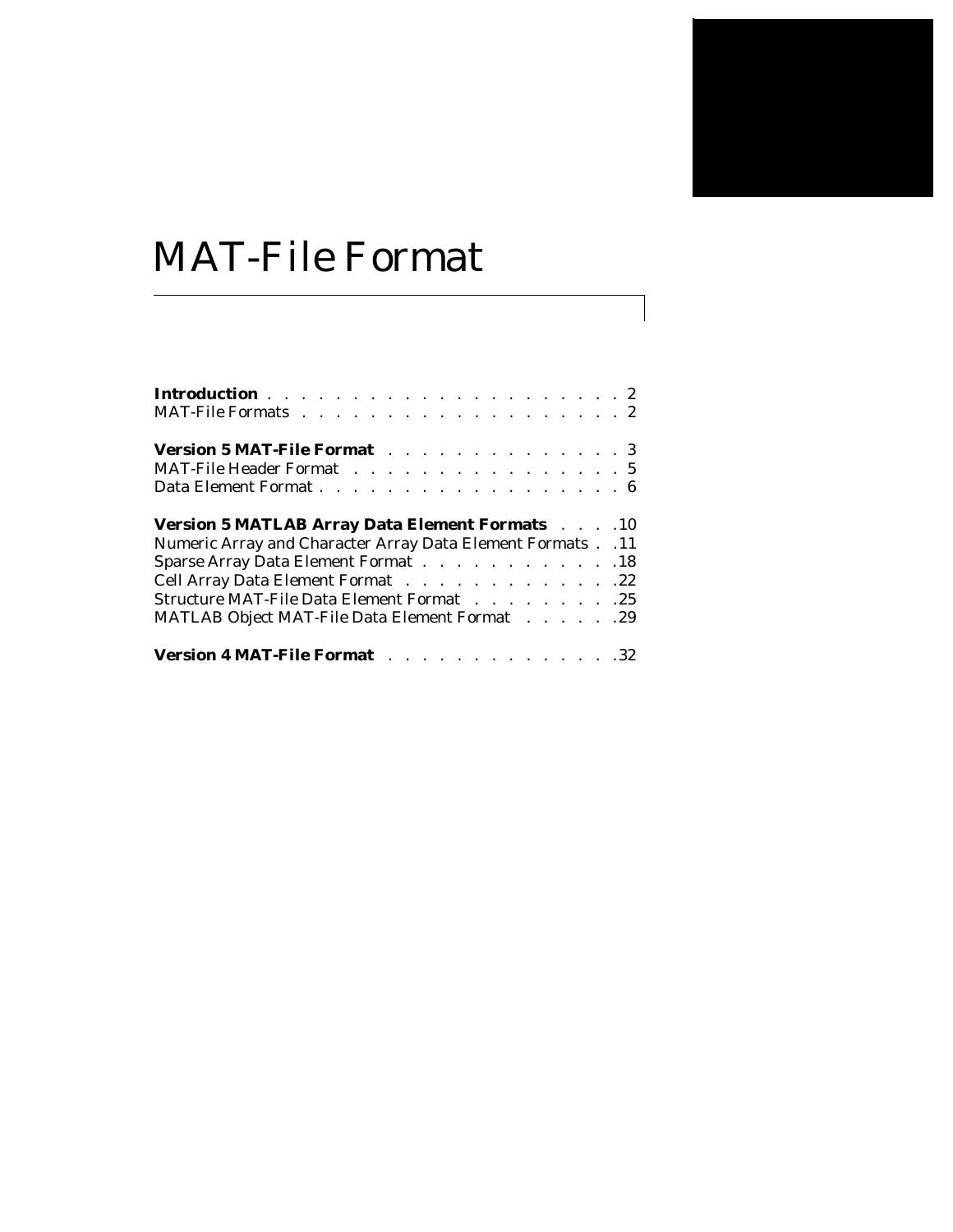# MAT-File Format

**Introduction** . . . . . . . . . . . . . . . . . . . . . 2
MAT-File Formats . . . . . . . . . . . . . . . . . . . 2

**Version 5 MAT-File Format** . . . . . . . . . . . . . 3
MAT-File Header Format . . . . . . . . . . . . . . . 5
Data Element Format . . . . . . . . . . . . . . . . . 6

**Version 5 MATLAB Array Data Element Formats** . . . . 10
Numeric Array and Character Array Data Element Formats . . 11
Sparse Array Data Element Format . . . . . . . . . . . . 18
Cell Array Data Element Format . . . . . . . . . . . . 22
Structure MAT-File Data Element Format . . . . . . . . . 25
MATLAB Object MAT-File Data Element Format . . . . . . 29

**Version 4 MAT-File Format** . . . . . . . . . . . . . 32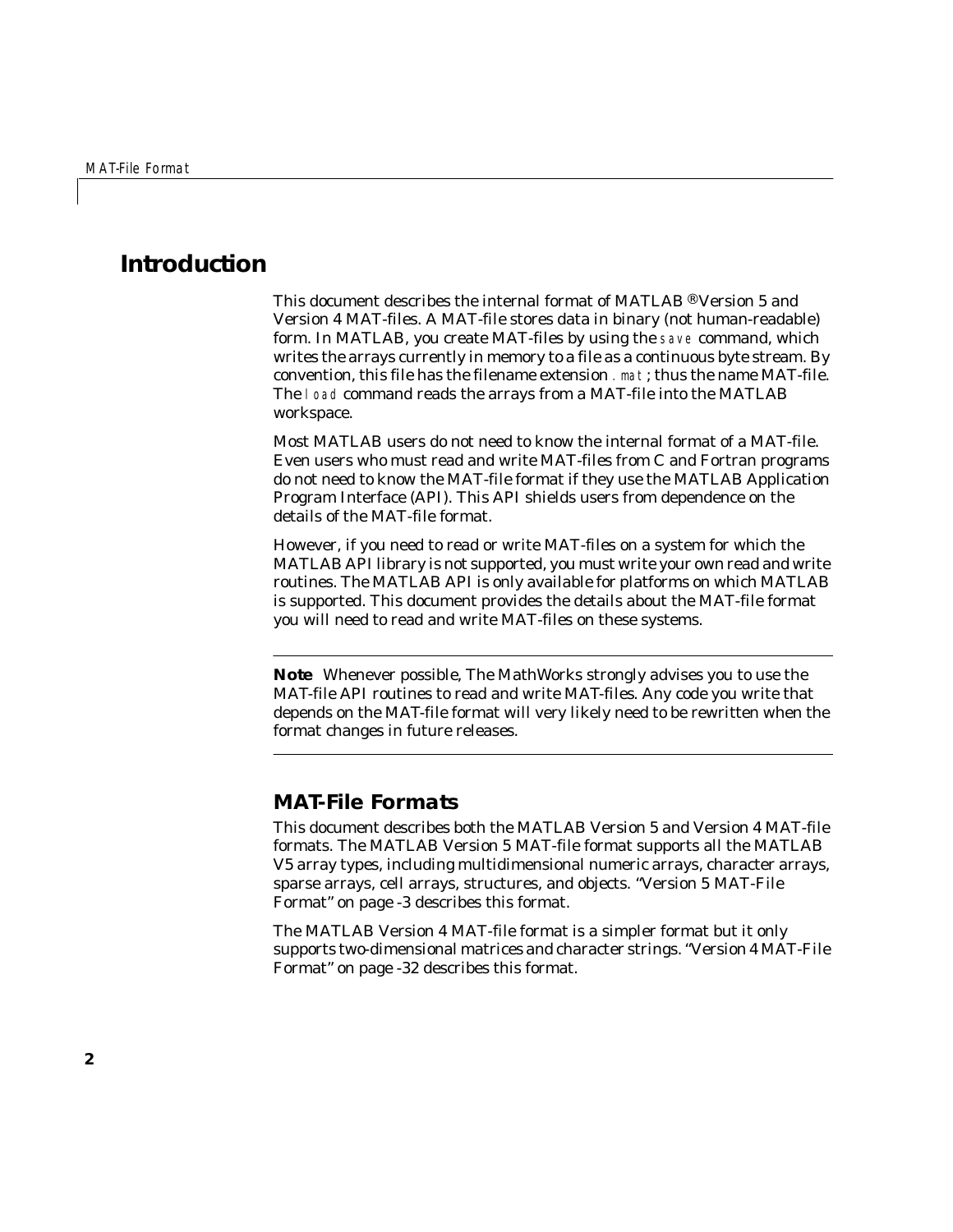# Introduction

This document describes the internal format of MATLAB ® Version 5 and Version 4 MAT-files. A MAT-file stores data in binary (not human-readable) form. In MATLAB, you create MAT-files by using the `save` command, which writes the arrays currently in memory to a file as a continuous byte stream. By convention, this file has the filename extension `.mat`; thus the name MAT-file. The `load` command reads the arrays from a MAT-file into the MATLAB workspace.

Most MATLAB users do not need to know the internal format of a MAT-file. Even users who must read and write MAT-files from C and Fortran programs do not need to know the MAT-file format if they use the MATLAB Application Program Interface (API). This API shields users from dependence on the details of the MAT-file format.

However, if you need to read or write MAT-files on a system for which the MATLAB API library is not supported, you must write your own read and write routines. The MATLAB API is only available for platforms on which MATLAB is supported. This document provides the details about the MAT-file format you will need to read and write MAT-files on these systems.

---

**Note** Whenever possible, The MathWorks strongly advises you to use the MAT-file API routines to read and write MAT-files. Any code you write that depends on the MAT-file format will very likely need to be rewritten when the format changes in future releases.

---

## MAT-File Formats

This document describes both the MATLAB Version 5 and Version 4 MAT-file formats. The MATLAB Version 5 MAT-file format supports all the MATLAB V5 array types, including multidimensional numeric arrays, character arrays, sparse arrays, cell arrays, structures, and objects. "Version 5 MAT-File Format" on page -3 describes this format.

The MATLAB Version 4 MAT-file format is a simpler format but it only supports two-dimensional matrices and character strings. "Version 4 MAT-File Format" on page -32 describes this format.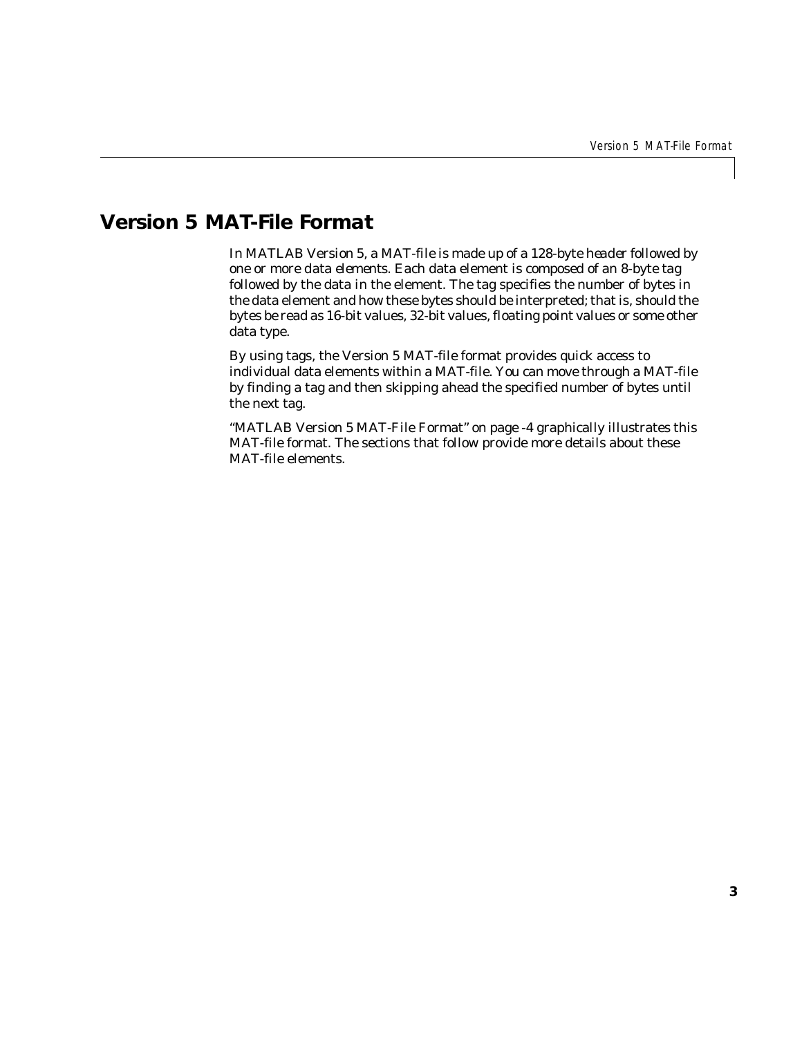# Version 5 MAT-File Format

In MATLAB Version 5, a MAT-file is made up of a 128-byte *header* followed by one or more *data elements*. Each data element is composed of an 8-byte *tag* followed by the data in the element. The tag specifies the number of bytes in the data element and how these bytes should be interpreted; that is, should the bytes be read as 16-bit values, 32-bit values, floating point values or some other data type.

By using tags, the Version 5 MAT-file format provides quick access to individual data elements within a MAT-file. You can move through a MAT-file by finding a tag and then skipping ahead the specified number of bytes until the next tag.

"MATLAB Version 5 MAT-File Format" on page -4 graphically illustrates this MAT-file format. The sections that follow provide more details about these MAT-file elements.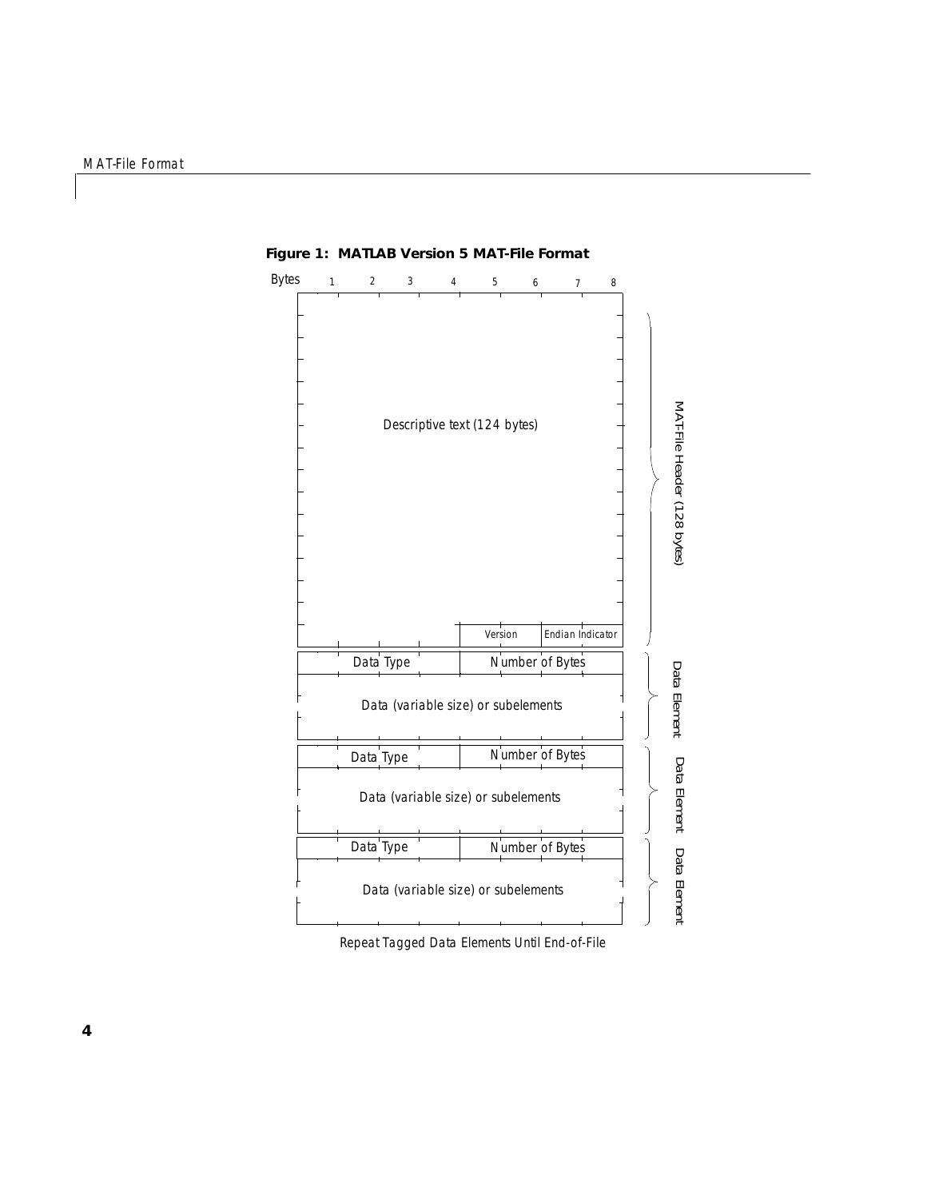**Figure 1: MATLAB Version 5 MAT-File Format**

| Bytes | 1 | 2 | 3 | 4 | 5 | 6 | 7 | 8 | |
|---|---|---|---|---|---|---|---|---|---|
| | Descriptive text (124 bytes) | | | | | | | | MAT-File Header (128 bytes) |
| | | | | | Version | | Endian Indicator | | |
| | Data Type | | | | Number of Bytes | | | | Data Element |
| | Data (variable size) or subelements | | | | | | | | |
| | Data Type | | | | Number of Bytes | | | | Data Element |
| | Data (variable size) or subelements | | | | | | | | |
| | Data Type | | | | Number of Bytes | | | | Data Element |
| | Data (variable size) or subelements | | | | | | | | |

Repeat Tagged Data Elements Until End-of-File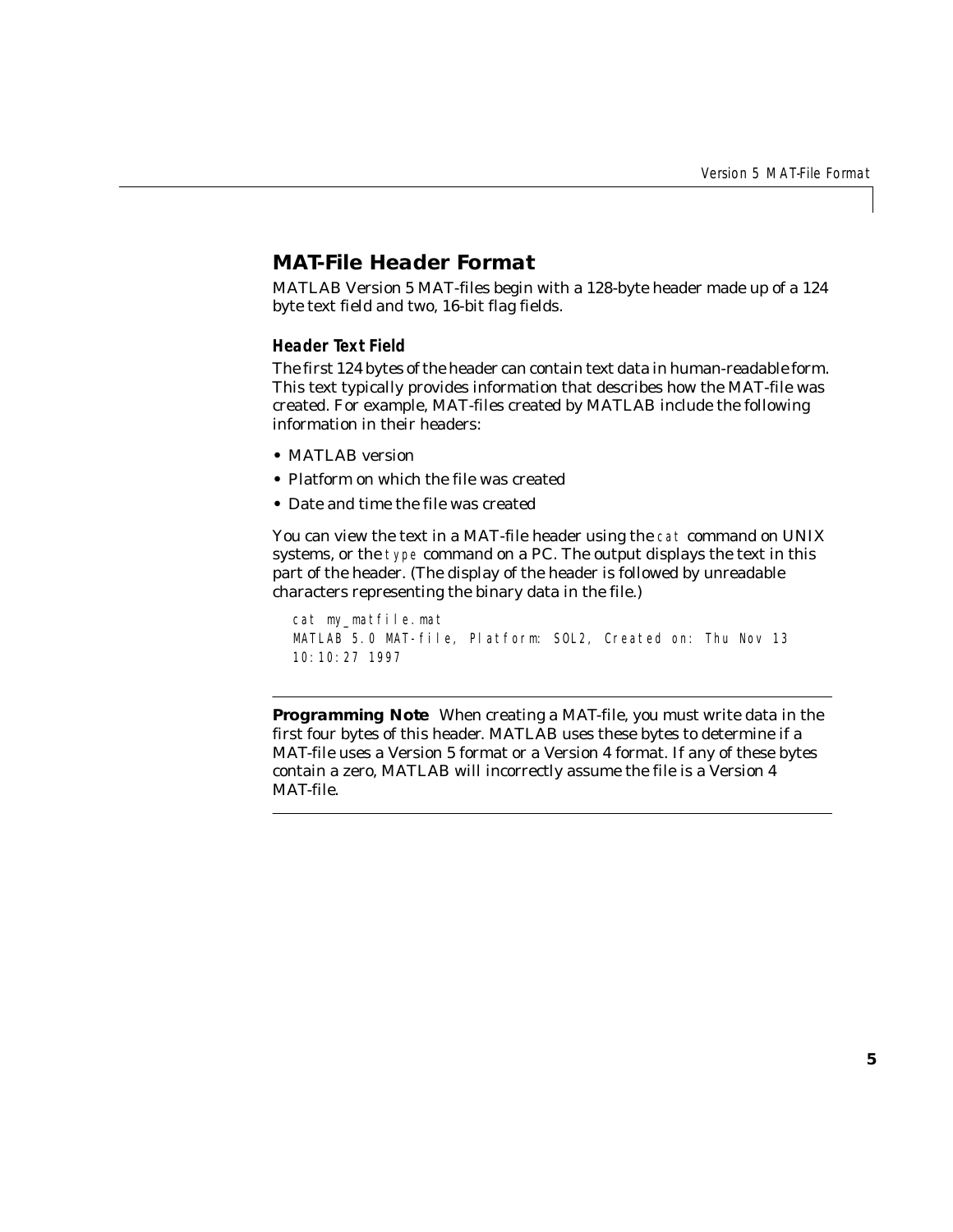## MAT-File Header Format

MATLAB Version 5 MAT-files begin with a 128-byte header made up of a 124 byte text field and two, 16-bit flag fields.

### Header Text Field

The first 124 bytes of the header can contain text data in human-readable form. This text typically provides information that describes how the MAT-file was created. For example, MAT-files created by MATLAB include the following information in their headers:

- MATLAB version
- Platform on which the file was created
- Date and time the file was created

You can view the text in a MAT-file header using the `cat` command on UNIX systems, or the `type` command on a PC. The output displays the text in this part of the header. (The display of the header is followed by unreadable characters representing the binary data in the file.)

```
cat my_matfile.mat
MATLAB 5.0 MAT-file, Platform: SOL2, Created on: Thu Nov 13
10:10:27 1997
```

---

**Programming Note** When creating a MAT-file, you must write data in the first four bytes of this header. MATLAB uses these bytes to determine if a MAT-file uses a Version 5 format or a Version 4 format. If any of these bytes contain a zero, MATLAB will incorrectly assume the file is a Version 4 MAT-file.

---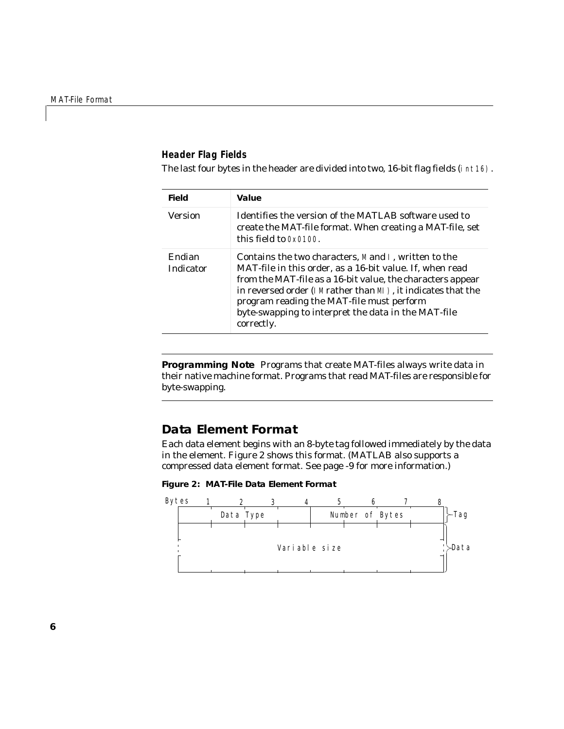### Header Flag Fields

The last four bytes in the header are divided into two, 16-bit flag fields (`int16`).

| Field | Value |
|---|---|
| Version | Identifies the version of the MATLAB software used to create the MAT-file format. When creating a MAT-file, set this field to `0x0100`. |
| Endian Indicator | Contains the two characters, `M` and `I`, written to the MAT-file in this order, as a 16-bit value. If, when read from the MAT-file as a 16-bit value, the characters appear in reversed order (`IM` rather than `MI`), it indicates that the program reading the MAT-file must perform byte-swapping to interpret the data in the MAT-file correctly. |

---

**Programming Note** Programs that create MAT-files always write data in their native machine format. Programs that read MAT-files are responsible for byte-swapping.

---

## Data Element Format

Each data element begins with an 8-byte tag followed immediately by the data in the element. Figure 2 shows this format. (MATLAB also supports a compressed data element format. See page -9 for more information.)

**Figure 2: MAT-File Data Element Format**

```
Bytes   1       2       3       4       5       6       7       8
      +-------------------------------+-------------------------------+
      |           Data Type           |        Number of Bytes        |  } Tag
      +-------------------------------+-------------------------------+
      |                                                               |
      :                         Variable size                         :  } Data
      |                                                               |
      +---------------------------------------------------------------+
```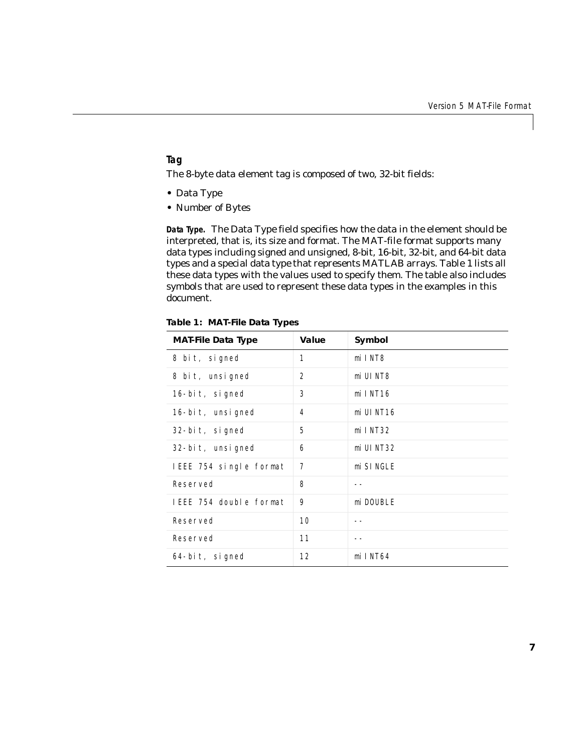### Tag

The 8-byte data element tag is composed of two, 32-bit fields:

- Data Type
- Number of Bytes

**Data Type.** The Data Type field specifies how the data in the element should be interpreted, that is, its size and format. The MAT-file format supports many data types including signed and unsigned, 8-bit, 16-bit, 32-bit, and 64-bit data types and a special data type that represents MATLAB arrays. Table 1 lists all these data types with the values used to specify them. The table also includes symbols that are used to represent these data types in the examples in this document.

**Table 1: MAT-File Data Types**

| MAT-File Data Type | Value | Symbol |
|---|---|---|
| 8 bit, signed | 1 | miINT8 |
| 8 bit, unsigned | 2 | miUINT8 |
| 16-bit, signed | 3 | miINT16 |
| 16-bit, unsigned | 4 | miUINT16 |
| 32-bit, signed | 5 | miINT32 |
| 32-bit, unsigned | 6 | miUINT32 |
| IEEE 754 single format | 7 | miSINGLE |
| Reserved | 8 | -- |
| IEEE 754 double format | 9 | miDOUBLE |
| Reserved | 10 | -- |
| Reserved | 11 | -- |
| 64-bit, signed | 12 | miINT64 |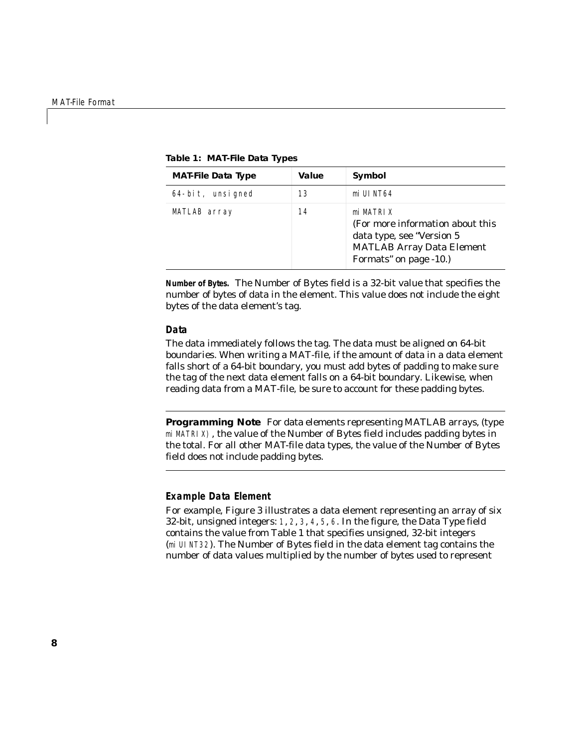**Table 1: MAT-File Data Types**

| MAT-File Data Type | Value | Symbol |
|---|---|---|
| 64-bit, unsigned | 13 | miUINT64 |
| MATLAB array | 14 | miMATRIX (For more information about this data type, see "Version 5 MATLAB Array Data Element Formats" on page -10.) |

**Number of Bytes.** The Number of Bytes field is a 32-bit value that specifies the number of bytes of data in the element. This value does not include the eight bytes of the data element's tag.

### *Data*

The data immediately follows the tag. The data must be aligned on 64-bit boundaries. When writing a MAT-file, if the amount of data in a data element falls short of a 64-bit boundary, you must add bytes of padding to make sure the tag of the next data element falls on a 64-bit boundary. Likewise, when reading data from a MAT-file, be sure to account for these padding bytes.

---

**Programming Note** For data elements representing MATLAB arrays, (type miMATRIX), the value of the Number of Bytes field includes padding bytes in the total. For all other MAT-file data types, the value of the Number of Bytes field does not include padding bytes.

---

### *Example Data Element*

For example, Figure 3 illustrates a data element representing an array of six 32-bit, unsigned integers: 1, 2, 3, 4, 5, 6. In the figure, the Data Type field contains the value from Table 1 that specifies unsigned, 32-bit integers (miUINT32). The Number of Bytes field in the data element tag contains the number of data values multiplied by the number of bytes used to represent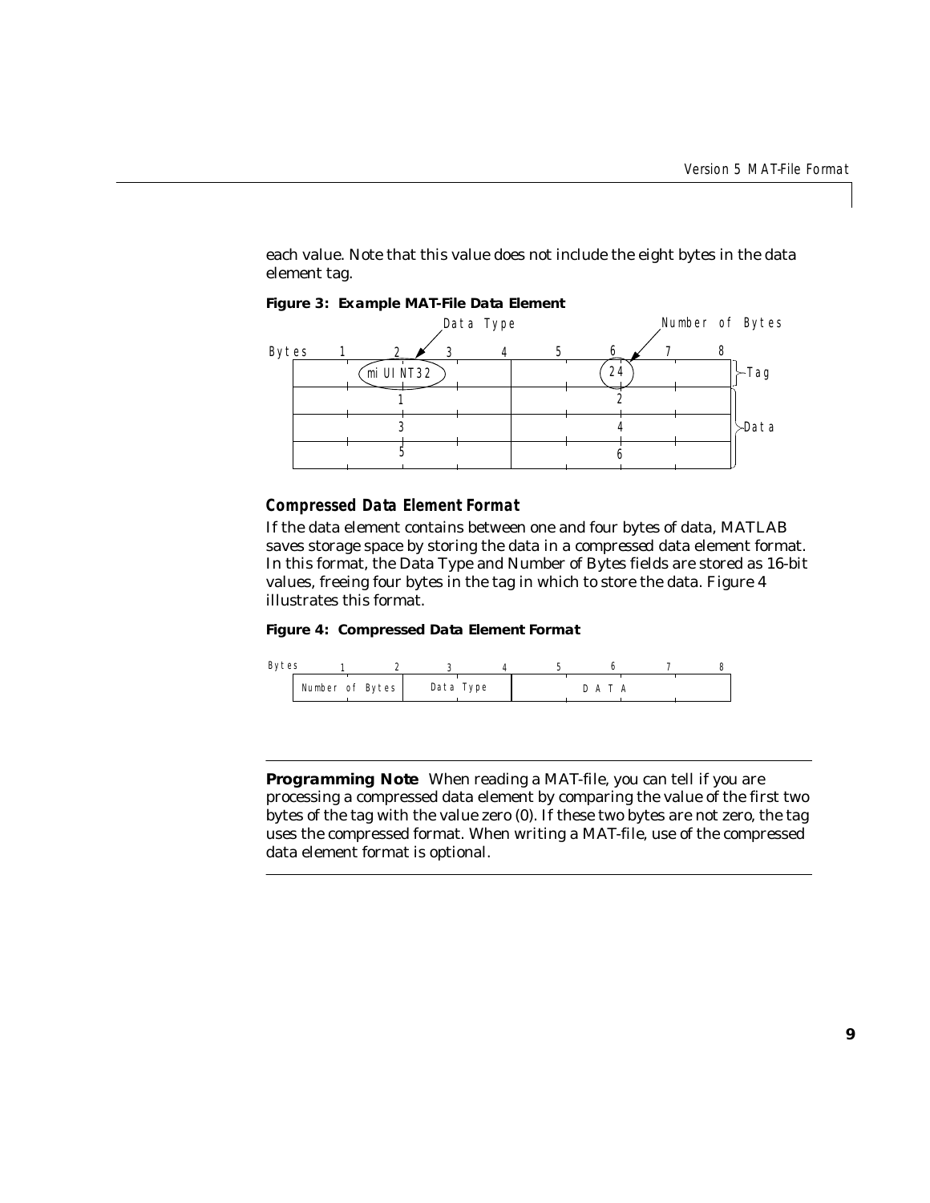each value. Note that this value does not include the eight bytes in the data element tag.

**Figure 3: Example MAT-File Data Element**

| Bytes | 1 | 2 | 3 | 4 | 5 | 6 | 7 | 8 | |
|---|---|---|---|---|---|---|---|---|---|
| | miUINT32 | | | | 24 | | | | Tag |
| | 1 | | | | 2 | | | | Data |
| | 3 | | | | 4 | | | | |
| | 5 | | | | 6 | | | | |

(Data Type: miUINT32; Number of Bytes: 24)

### Compressed Data Element Format

If the data element contains between one and four bytes of data, MATLAB saves storage space by storing the data in a *compressed* data element format. In this format, the Data Type and Number of Bytes fields are stored as 16-bit values, freeing four bytes in the tag in which to store the data. Figure 4 illustrates this format.

**Figure 4: Compressed Data Element Format**

| Bytes | 1 | 2 | 3 | 4 | 5 | 6 | 7 | 8 |
|---|---|---|---|---|---|---|---|---|
| | Number of Bytes | | Data Type | | DATA | | | |

---

**Programming Note** When reading a MAT-file, you can tell if you are processing a compressed data element by comparing the value of the first two bytes of the tag with the value zero (0). If these two bytes are not zero, the tag uses the compressed format. When writing a MAT-file, use of the compressed data element format is optional.

---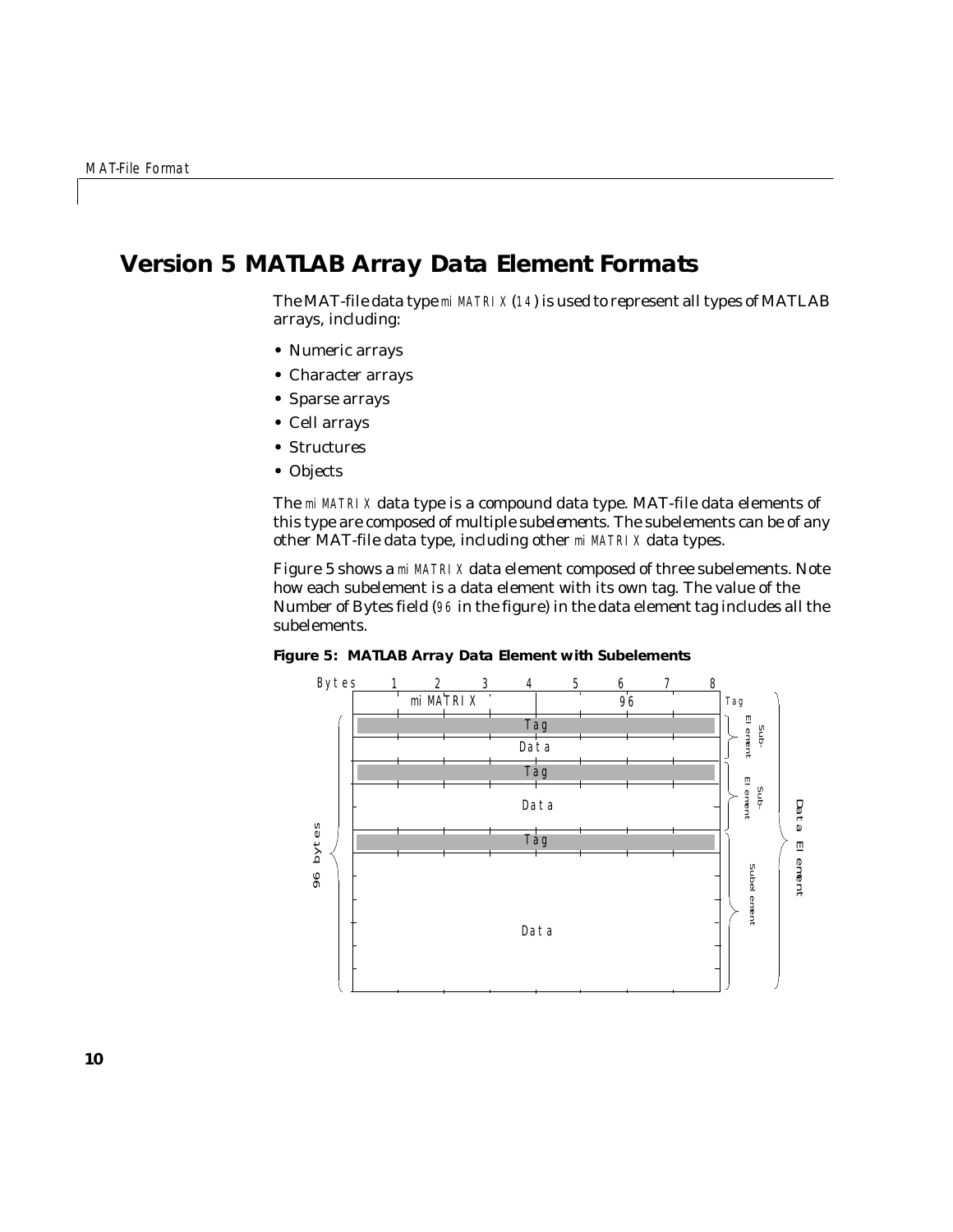# Version 5 MATLAB Array Data Element Formats

The MAT-file data type `miMATRIX` (`14`) is used to represent all types of MATLAB arrays, including:

- Numeric arrays
- Character arrays
- Sparse arrays
- Cell arrays
- Structures
- Objects

The `miMATRIX` data type is a compound data type. MAT-file data elements of this type are composed of multiple subelements. The subelements can be of any other MAT-file data type, including other `miMATRIX` data types.

Figure 5 shows a `miMATRIX` data element composed of three subelements. Note how each subelement is a data element with its own tag. The value of the Number of Bytes field (`96` in the figure) in the data element tag includes all the subelements.

**Figure 5: MATLAB Array Data Element with Subelements**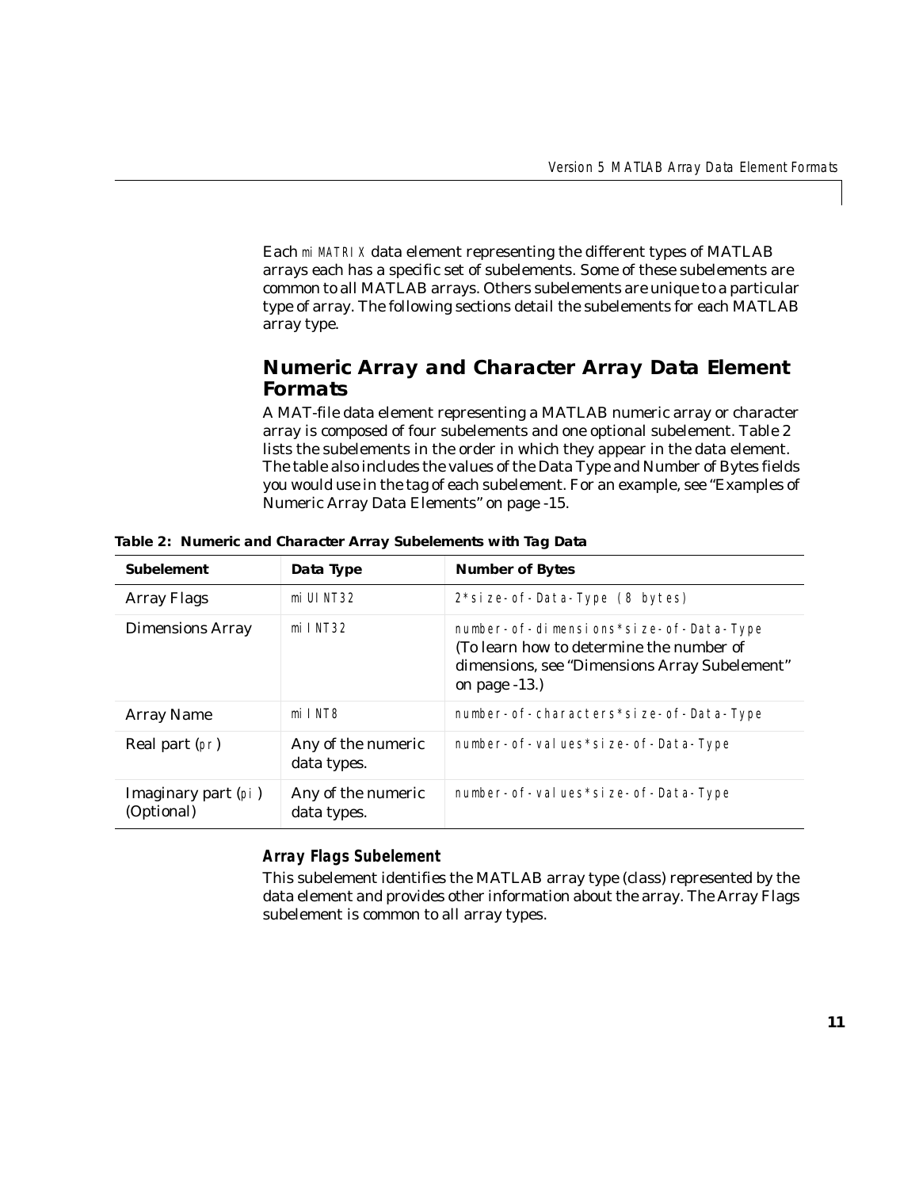Each `miMATRIX` data element representing the different types of MATLAB arrays each has a specific set of subelements. Some of these subelements are common to all MATLAB arrays. Others subelements are unique to a particular type of array. The following sections detail the subelements for each MATLAB array type.

## Numeric Array and Character Array Data Element Formats

A MAT-file data element representing a MATLAB numeric array or character array is composed of four subelements and one optional subelement. Table 2 lists the subelements in the order in which they appear in the data element. The table also includes the values of the Data Type and Number of Bytes fields you would use in the tag of each subelement. For an example, see "Examples of Numeric Array Data Elements" on page -15.

**Table 2: Numeric and Character Array Subelements with Tag Data**

| Subelement | Data Type | Number of Bytes |
| --- | --- | --- |
| Array Flags | `miUINT32` | `2*size-of-Data-Type (8 bytes)` |
| Dimensions Array | `miINT32` | `number-of-dimensions*size-of-Data-Type` (To learn how to determine the number of dimensions, see "Dimensions Array Subelement" on page -13.) |
| Array Name | `miINT8` | `number-of-characters*size-of-Data-Type` |
| Real part (`pr`) | Any of the numeric data types. | `number-of-values*size-of-Data-Type` |
| Imaginary part (`pi`) (Optional) | Any of the numeric data types. | `number-of-values*size-of-Data-Type` |

### Array Flags Subelement

This subelement identifies the MATLAB array type (class) represented by the data element and provides other information about the array. The Array Flags subelement is common to all array types.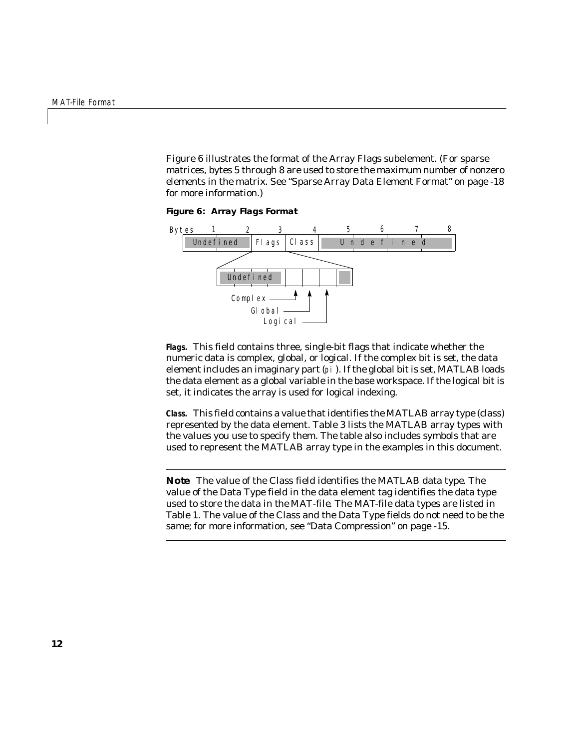Figure 6 illustrates the format of the Array Flags subelement. (For sparse matrices, bytes 5 through 8 are used to store the maximum number of nonzero elements in the matrix. See "Sparse Array Data Element Format" on page -18 for more information.)

**Figure 6: Array Flags Format**

```
Bytes   1        2       3       4       5       6       7       8
     | Undefined        | Flags | Class |       U n d e f i n e d       |

          | Undefined      |   |   |   |   |
                             ^   ^   ^
          Complex ___________|   |   |
          Global ________________|   |
          Logical ___________________|
```

**Flags.** This field contains three, single-bit flags that indicate whether the numeric data is complex, global, or logical. If the complex bit is set, the data element includes an imaginary part (`pi`). If the global bit is set, MATLAB loads the data element as a global variable in the base workspace. If the logical bit is set, it indicates the array is used for logical indexing.

**Class.** This field contains a value that identifies the MATLAB array type (class) represented by the data element. Table 3 lists the MATLAB array types with the values you use to specify them. The table also includes symbols that are used to represent the MATLAB array type in the examples in this document.

---

**Note** The value of the Class field identifies the MATLAB data type. The value of the Data Type field in the data element tag identifies the data type used to store the data in the MAT-file. The MAT-file data types are listed in Table 1. The value of the Class and the Data Type fields do not need to be the same; for more information, see "Data Compression" on page -15.

---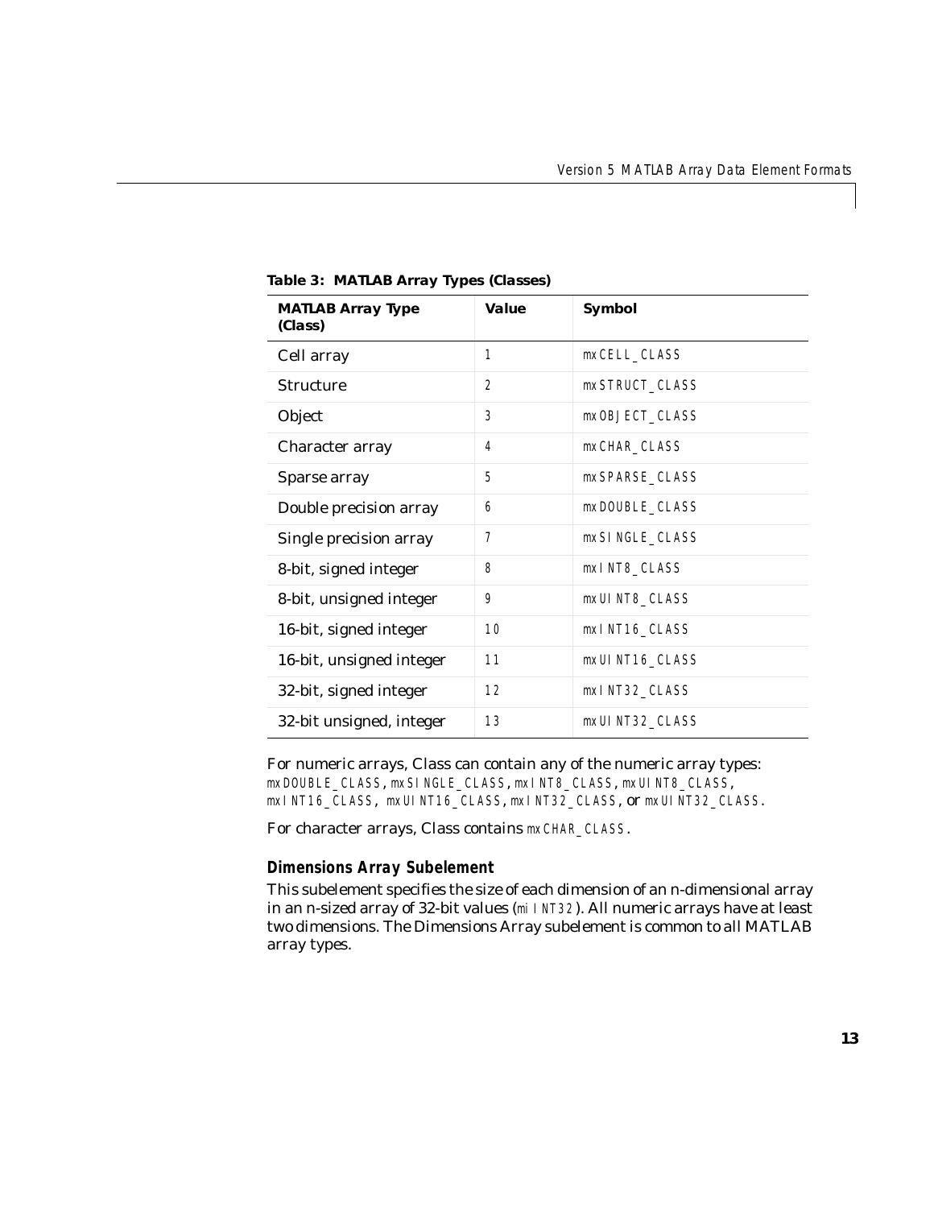**Table 3: MATLAB Array Types (Classes)**

| MATLAB Array Type (Class) | Value | Symbol |
|---|---|---|
| Cell array | 1 | mxCELL_CLASS |
| Structure | 2 | mxSTRUCT_CLASS |
| Object | 3 | mxOBJECT_CLASS |
| Character array | 4 | mxCHAR_CLASS |
| Sparse array | 5 | mxSPARSE_CLASS |
| Double precision array | 6 | mxDOUBLE_CLASS |
| Single precision array | 7 | mxSINGLE_CLASS |
| 8-bit, signed integer | 8 | mxINT8_CLASS |
| 8-bit, unsigned integer | 9 | mxUINT8_CLASS |
| 16-bit, signed integer | 10 | mxINT16_CLASS |
| 16-bit, unsigned integer | 11 | mxUINT16_CLASS |
| 32-bit, signed integer | 12 | mxINT32_CLASS |
| 32-bit unsigned, integer | 13 | mxUINT32_CLASS |

For numeric arrays, Class can contain any of the numeric array types: mxDOUBLE_CLASS, mxSINGLE_CLASS, mxINT8_CLASS, mxUINT8_CLASS, mxINT16_CLASS, mxUINT16_CLASS, mxINT32_CLASS, or mxUINT32_CLASS.

For character arrays, Class contains mxCHAR_CLASS.

### Dimensions Array Subelement

This subelement specifies the size of each dimension of an n-dimensional array in an n-sized array of 32-bit values (miINT32). All numeric arrays have at least two dimensions. The Dimensions Array subelement is common to all MATLAB array types.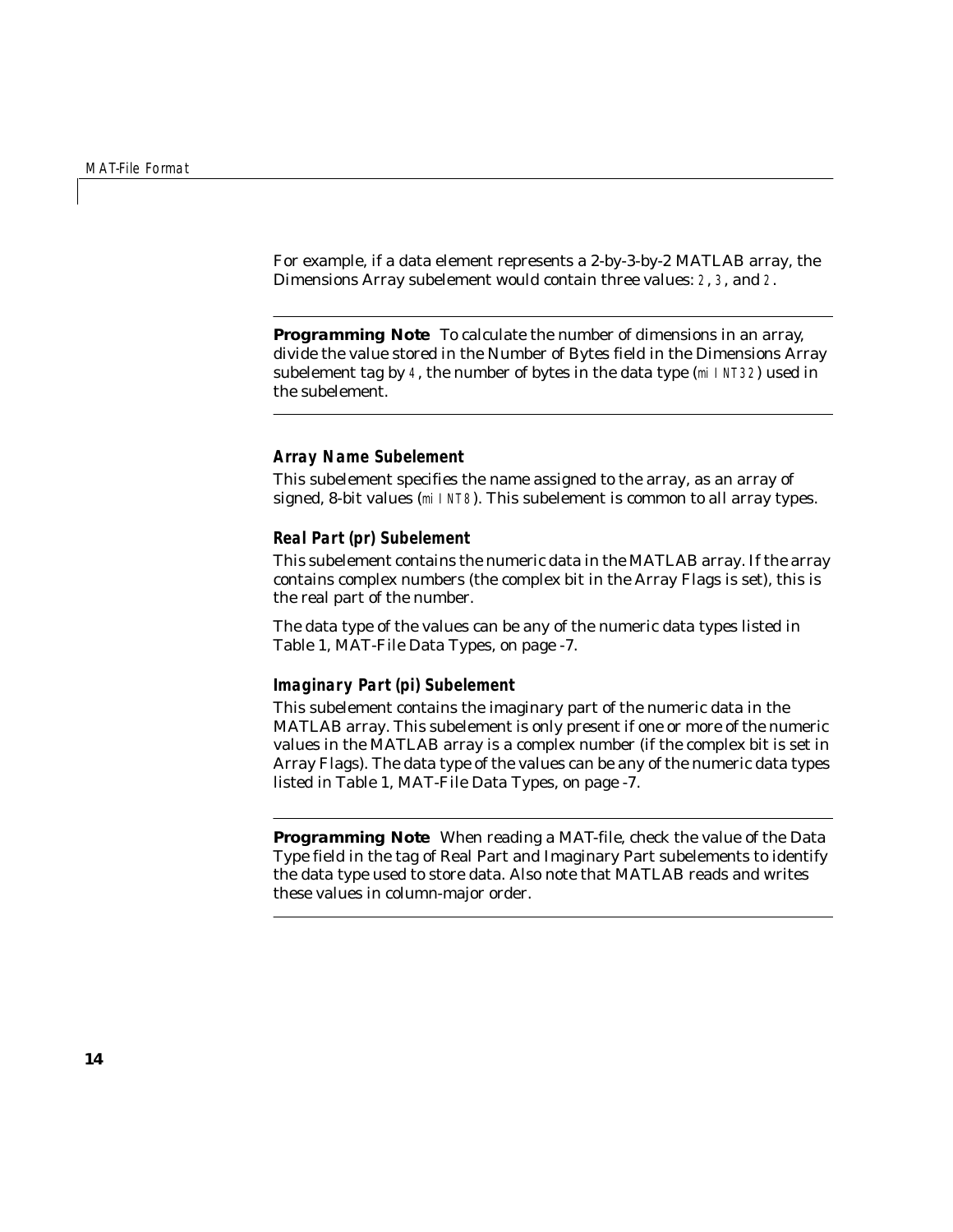For example, if a data element represents a 2-by-3-by-2 MATLAB array, the Dimensions Array subelement would contain three values: `2`, `3`, and `2`.

---

**Programming Note** To calculate the number of dimensions in an array, divide the value stored in the Number of Bytes field in the Dimensions Array subelement tag by `4`, the number of bytes in the data type (`miINT32`) used in the subelement.

---

### Array Name Subelement

This subelement specifies the name assigned to the array, as an array of signed, 8-bit values (`miINT8`). This subelement is common to all array types.

### Real Part (pr) Subelement

This subelement contains the numeric data in the MATLAB array. If the array contains complex numbers (the complex bit in the Array Flags is set), this is the real part of the number.

The data type of the values can be any of the numeric data types listed in Table 1, MAT-File Data Types, on page -7.

### Imaginary Part (pi) Subelement

This subelement contains the imaginary part of the numeric data in the MATLAB array. This subelement is only present if one or more of the numeric values in the MATLAB array is a complex number (if the complex bit is set in Array Flags). The data type of the values can be any of the numeric data types listed in Table 1, MAT-File Data Types, on page -7.

---

**Programming Note** When reading a MAT-file, check the value of the Data Type field in the tag of Real Part and Imaginary Part subelements to identify the data type used to store data. Also note that MATLAB reads and writes these values in column-major order.

---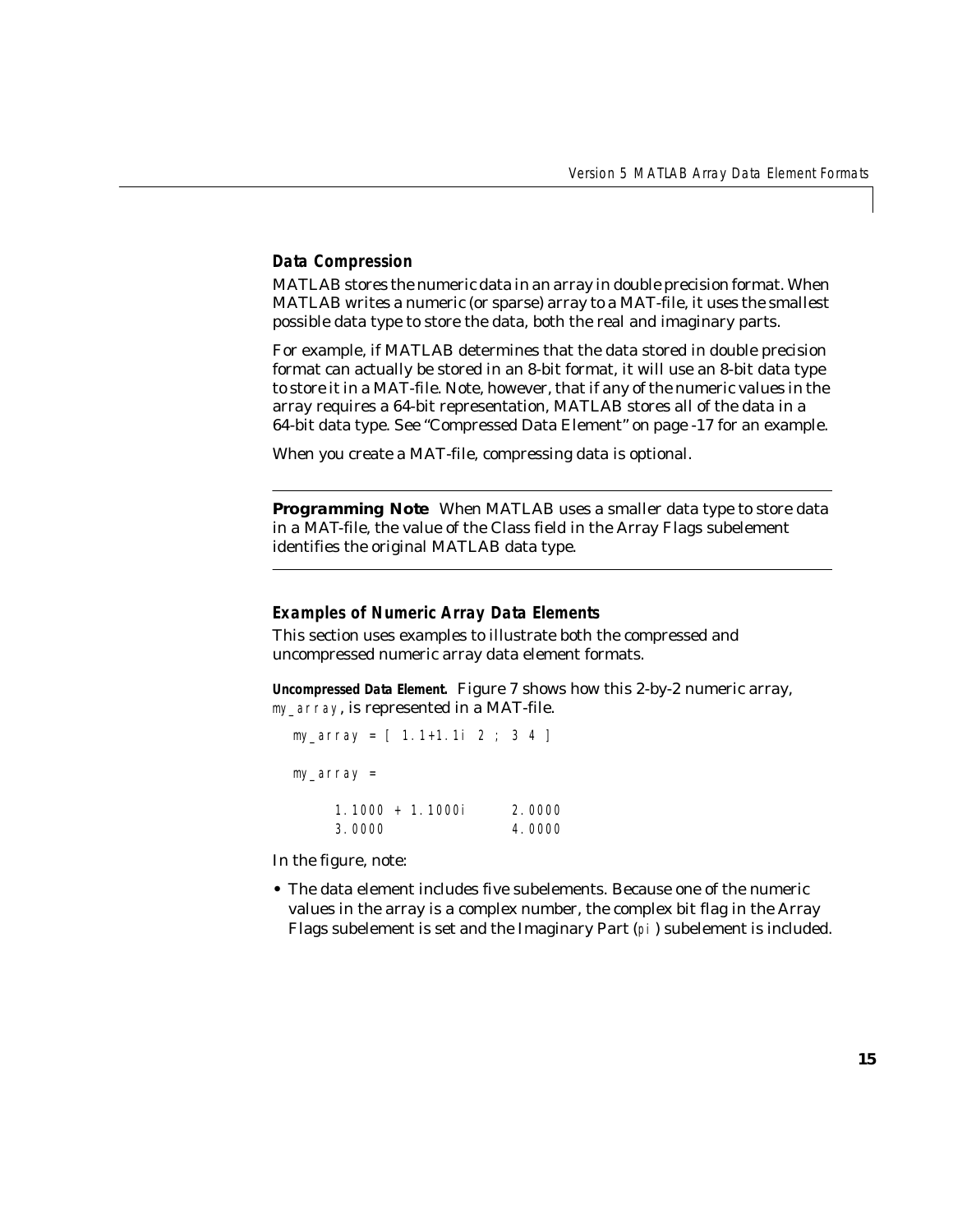### *Data Compression*

MATLAB stores the numeric data in an array in double precision format. When MATLAB writes a numeric (or sparse) array to a MAT-file, it uses the smallest possible data type to store the data, both the real and imaginary parts.

For example, if MATLAB determines that the data stored in double precision format can actually be stored in an 8-bit format, it will use an 8-bit data type to store it in a MAT-file. Note, however, that if any of the numeric values in the array requires a 64-bit representation, MATLAB stores all of the data in a 64-bit data type. See "Compressed Data Element" on page -17 for an example.

When you create a MAT-file, compressing data is optional.

---

**Programming Note** When MATLAB uses a smaller data type to store data in a MAT-file, the value of the Class field in the Array Flags subelement identifies the original MATLAB data type.

---

### *Examples of Numeric Array Data Elements*

This section uses examples to illustrate both the compressed and uncompressed numeric array data element formats.

**Uncompressed Data Element.** Figure 7 shows how this 2-by-2 numeric array, `my_array`, is represented in a MAT-file.

```
my_array = [ 1.1+1.1i 2 ; 3 4 ]

my_array =

    1.1000 + 1.1000i    2.0000
    3.0000              4.0000
```

In the figure, note:

- The data element includes five subelements. Because one of the numeric values in the array is a complex number, the complex bit flag in the Array Flags subelement is set and the Imaginary Part (`pi`) subelement is included.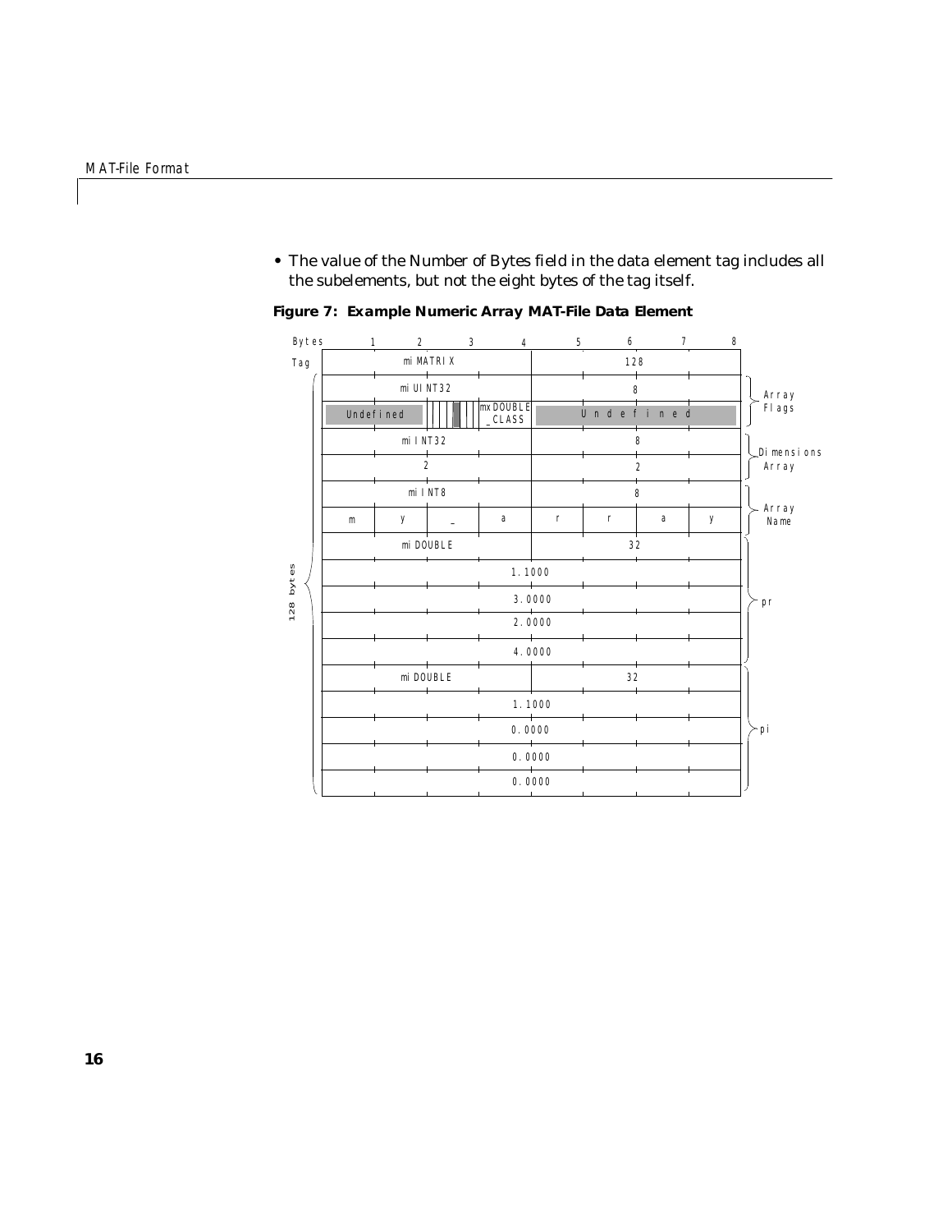- The value of the Number of Bytes field in the data element tag includes all the subelements, but not the eight bytes of the tag itself.

**Figure 7: Example Numeric Array MAT-File Data Element**

| Bytes | 1 | 2 | 3 | 4 | 5 | 6 | 7 | 8 | |
|---|---|---|---|---|---|---|---|---|---|
| Tag | miMATRIX | | | | 128 | | | | |
| 128 bytes | miUINT32 | | | | 8 | | | | Array Flags |
| | Undefined | | | mxDOUBLE_CLASS | Undefined | | | | |
| | miINT32 | | | | 8 | | | | Dimensions Array |
| | 2 | | | | 2 | | | | |
| | miINT8 | | | | 8 | | | | Array Name |
| | m | y | _ | a | r | r | a | y | |
| | miDOUBLE | | | | 32 | | | | pr |
| | 1.1000 | | | | | | | | |
| | 3.0000 | | | | | | | | |
| | 2.0000 | | | | | | | | |
| | 4.0000 | | | | | | | | |
| | miDOUBLE | | | | 32 | | | | pi |
| | 1.1000 | | | | | | | | |
| | 0.0000 | | | | | | | | |
| | 0.0000 | | | | | | | | |
| | 0.0000 | | | | | | | | |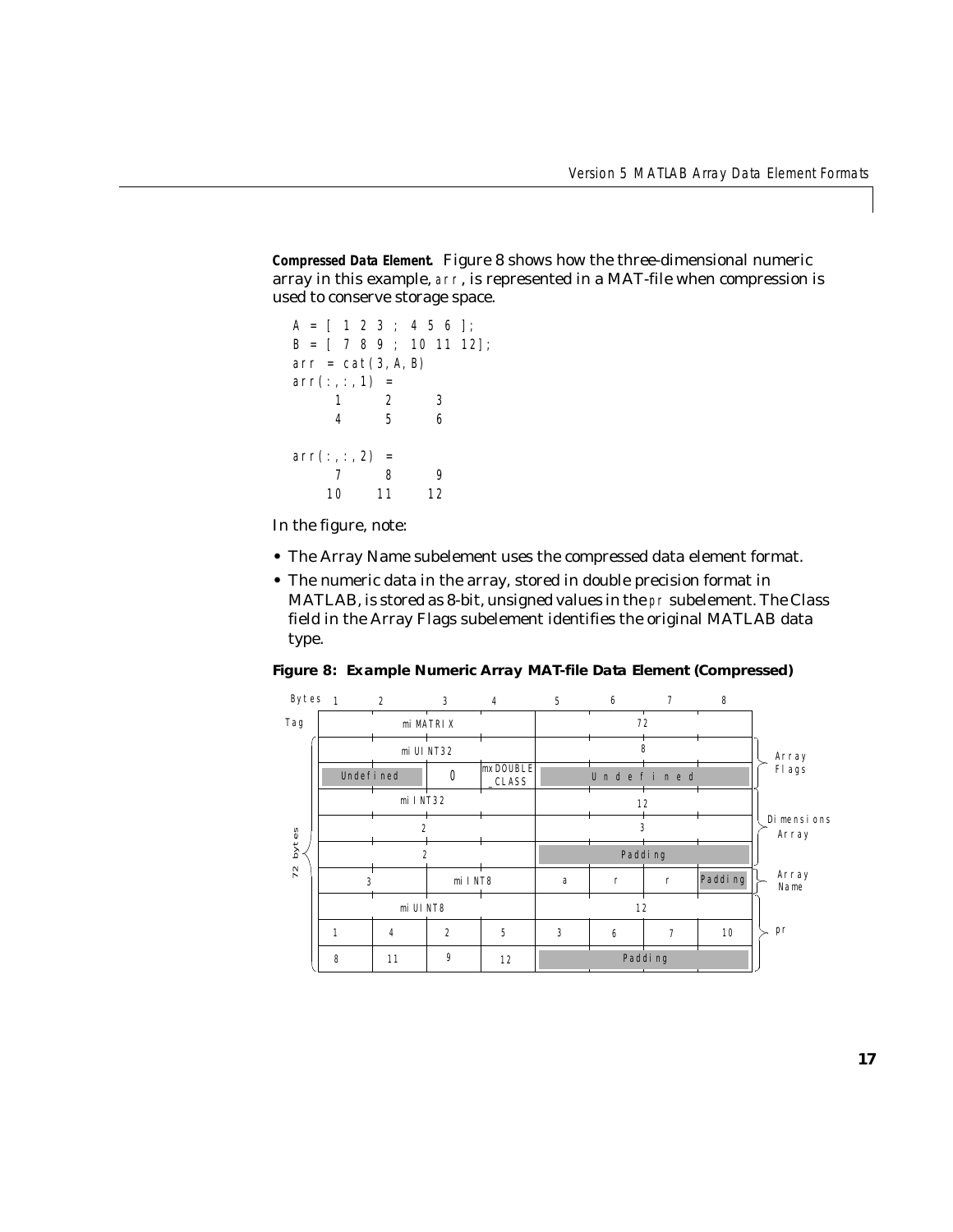**Compressed Data Element.** Figure 8 shows how the three-dimensional numeric array in this example, `arr`, is represented in a MAT-file when compression is used to conserve storage space.

```
A = [ 1 2 3 ; 4 5 6 ];
B = [ 7 8 9 ; 10 11 12];
arr = cat(3,A,B)
arr(:,:,1) =
     1     2     3
     4     5     6

arr(:,:,2) =
     7     8     9
    10    11    12
```

In the figure, note:

- The Array Name subelement uses the compressed data element format.
- The numeric data in the array, stored in double precision format in MATLAB, is stored as 8-bit, unsigned values in the `pr` subelement. The Class field in the Array Flags subelement identifies the original MATLAB data type.

**Figure 8: Example Numeric Array MAT-file Data Element (Compressed)**

| Bytes | 1 | 2 | 3 | 4 | 5 | 6 | 7 | 8 | |
|---|---|---|---|---|---|---|---|---|---|
| Tag | miMATRIX | | | | 72 | | | | |
| 72 bytes | miUINT32 | | | | 8 | | | | Array Flags |
| | Undefined | | 0 | mxDOUBLE_CLASS | Undefined | | | | |
| | miINT32 | | | | 12 | | | | Dimensions Array |
| | 2 | | | | 3 | | | | |
| | 2 | | | | Padding | | | | |
| | 3 | | miINT8 | | a | r | r | Padding | Array Name |
| | miUINT8 | | | | 12 | | | | pr |
| | 1 | 4 | 2 | 5 | 3 | 6 | 7 | 10 | |
| | 8 | 11 | 9 | 12 | Padding | | | | |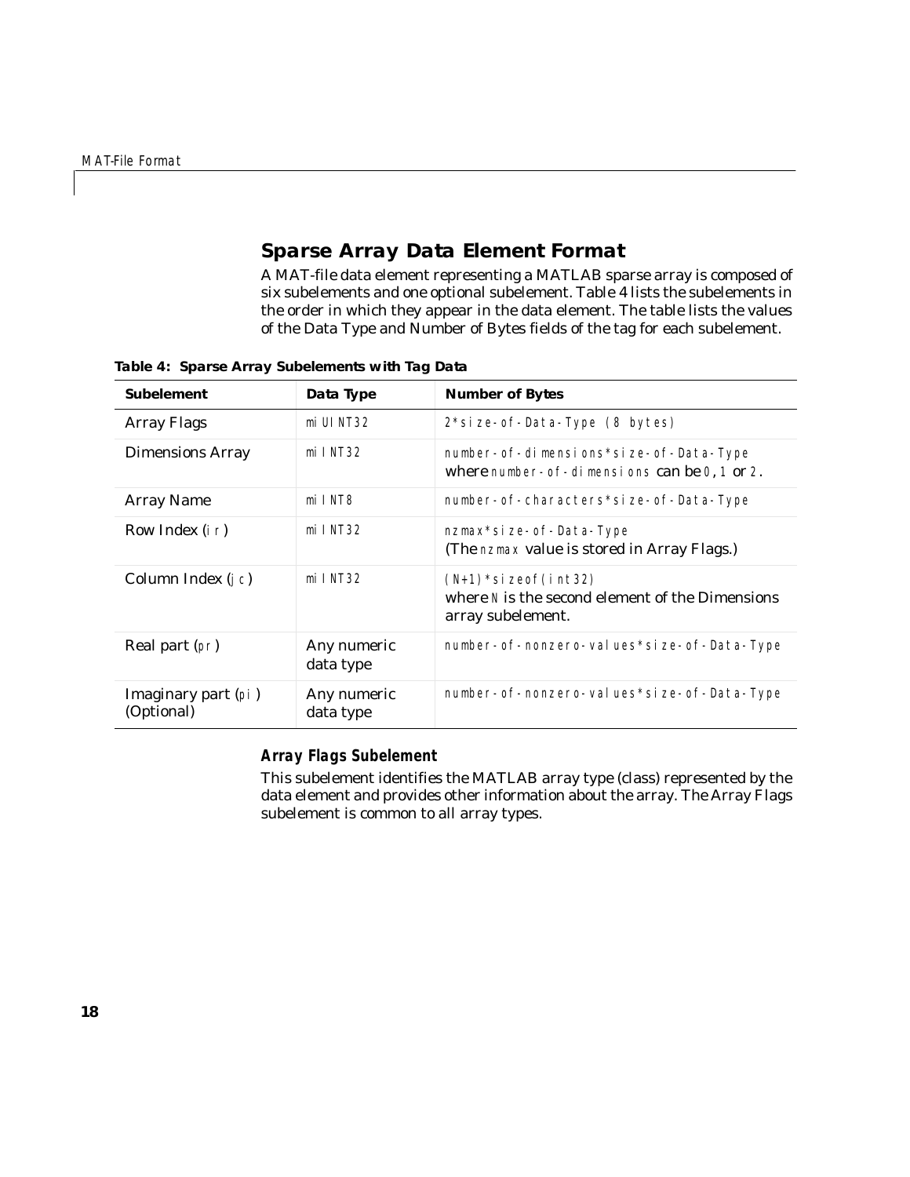## Sparse Array Data Element Format

A MAT-file data element representing a MATLAB sparse array is composed of six subelements and one optional subelement. Table 4 lists the subelements in the order in which they appear in the data element. The table lists the values of the Data Type and Number of Bytes fields of the tag for each subelement.

**Table 4: Sparse Array Subelements with Tag Data**

| Subelement | Data Type | Number of Bytes |
|---|---|---|
| Array Flags | `miUINT32` | `2*size-of-Data-Type (8 bytes)` |
| Dimensions Array | `miINT32` | `number-of-dimensions*size-of-Data-Type` where `number-of-dimensions` can be `0`, `1` or `2`. |
| Array Name | `miINT8` | `number-of-characters*size-of-Data-Type` |
| Row Index (`ir`) | `miINT32` | `nzmax*size-of-Data-Type` (The `nzmax` value is stored in Array Flags.) |
| Column Index (`jc`) | `miINT32` | `(N+1)*sizeof(int32)` where `N` is the second element of the Dimensions array subelement. |
| Real part (`pr`) | Any numeric data type | `number-of-nonzero-values*size-of-Data-Type` |
| Imaginary part (`pi`) (Optional) | Any numeric data type | `number-of-nonzero-values*size-of-Data-Type` |

### *Array Flags Subelement*

This subelement identifies the MATLAB array type (class) represented by the data element and provides other information about the array. The Array Flags subelement is common to all array types.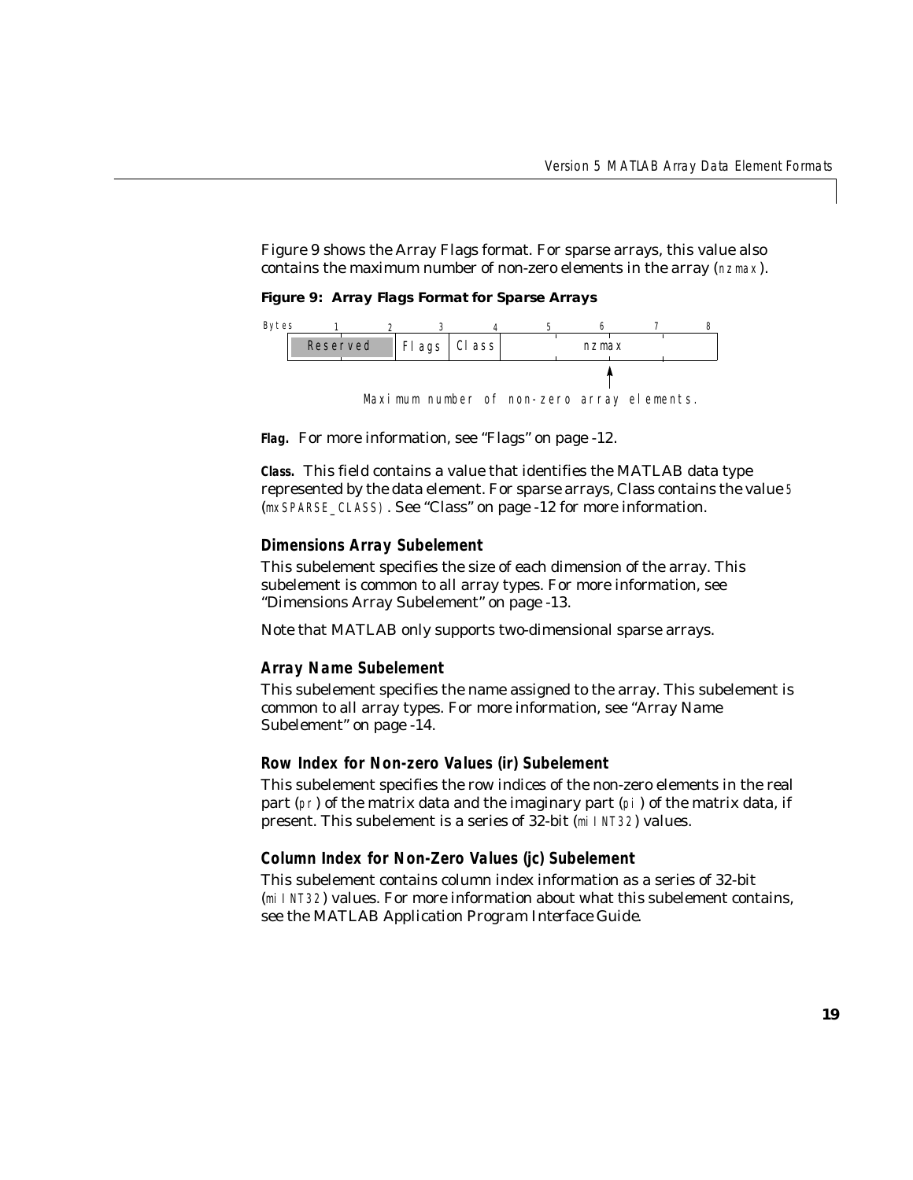Figure 9 shows the Array Flags format. For sparse arrays, this value also contains the maximum number of non-zero elements in the array (nzmax).

**Figure 9: Array Flags Format for Sparse Arrays**

| Bytes | 1 | 2 | 3 | 4 | 5 | 6 | 7 | 8 |
|---|---|---|---|---|---|---|---|---|
| | Reserved | | Flags | Class | nzmax | | | |

Maximum number of non-zero array elements.

**Flag.** For more information, see "Flags" on page -12.

**Class.** This field contains a value that identifies the MATLAB data type represented by the data element. For sparse arrays, Class contains the value 5 (mxSPARSE_CLASS). See "Class" on page -12 for more information.

### Dimensions Array Subelement

This subelement specifies the size of each dimension of the array. This subelement is common to all array types. For more information, see "Dimensions Array Subelement" on page -13.

Note that MATLAB only supports two-dimensional sparse arrays.

### Array Name Subelement

This subelement specifies the name assigned to the array. This subelement is common to all array types. For more information, see "Array Name Subelement" on page -14.

### Row Index for Non-zero Values (ir) Subelement

This subelement specifies the row indices of the non-zero elements in the real part (pr) of the matrix data and the imaginary part (pi) of the matrix data, if present. This subelement is a series of 32-bit (miINT32) values.

### Column Index for Non-Zero Values (jc) Subelement

This subelement contains column index information as a series of 32-bit (miINT32) values. For more information about what this subelement contains, see the *MATLAB Application Program Interface Guide*.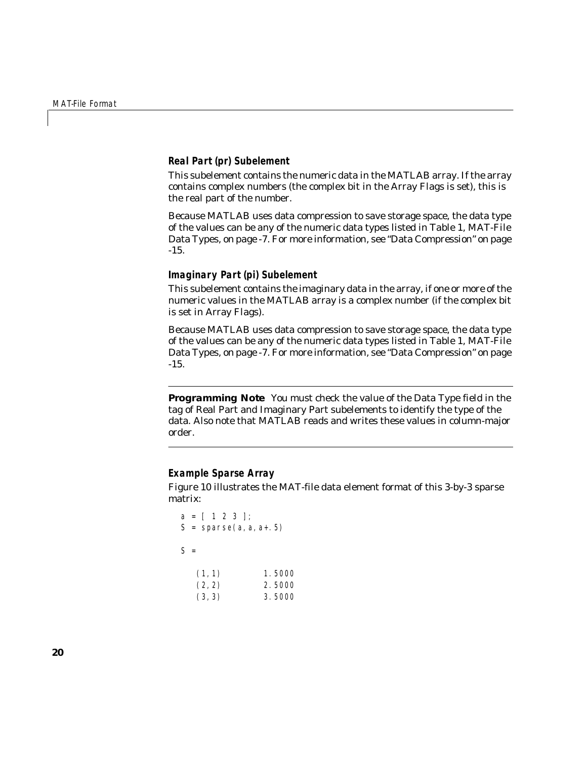### *Real Part (pr) Subelement*

This subelement contains the numeric data in the MATLAB array. If the array contains complex numbers (the complex bit in the Array Flags is set), this is the real part of the number.

Because MATLAB uses data compression to save storage space, the data type of the values can be any of the numeric data types listed in Table 1, MAT-File Data Types, on page -7. For more information, see "Data Compression" on page -15.

### *Imaginary Part (pi) Subelement*

This subelement contains the imaginary data in the array, if one or more of the numeric values in the MATLAB array is a complex number (if the complex bit is set in Array Flags).

Because MATLAB uses data compression to save storage space, the data type of the values can be any of the numeric data types listed in Table 1, MAT-File Data Types, on page -7. For more information, see "Data Compression" on page -15.

---

**Programming Note** You must check the value of the Data Type field in the tag of Real Part and Imaginary Part subelements to identify the type of the data. Also note that MATLAB reads and writes these values in column-major order.

---

### *Example Sparse Array*

Figure 10 illustrates the MAT-file data element format of this 3-by-3 sparse matrix:

```
a = [ 1 2 3 ];
S = sparse(a,a,a+.5)

S =

   (1,1)        1.5000
   (2,2)        2.5000
   (3,3)        3.5000
```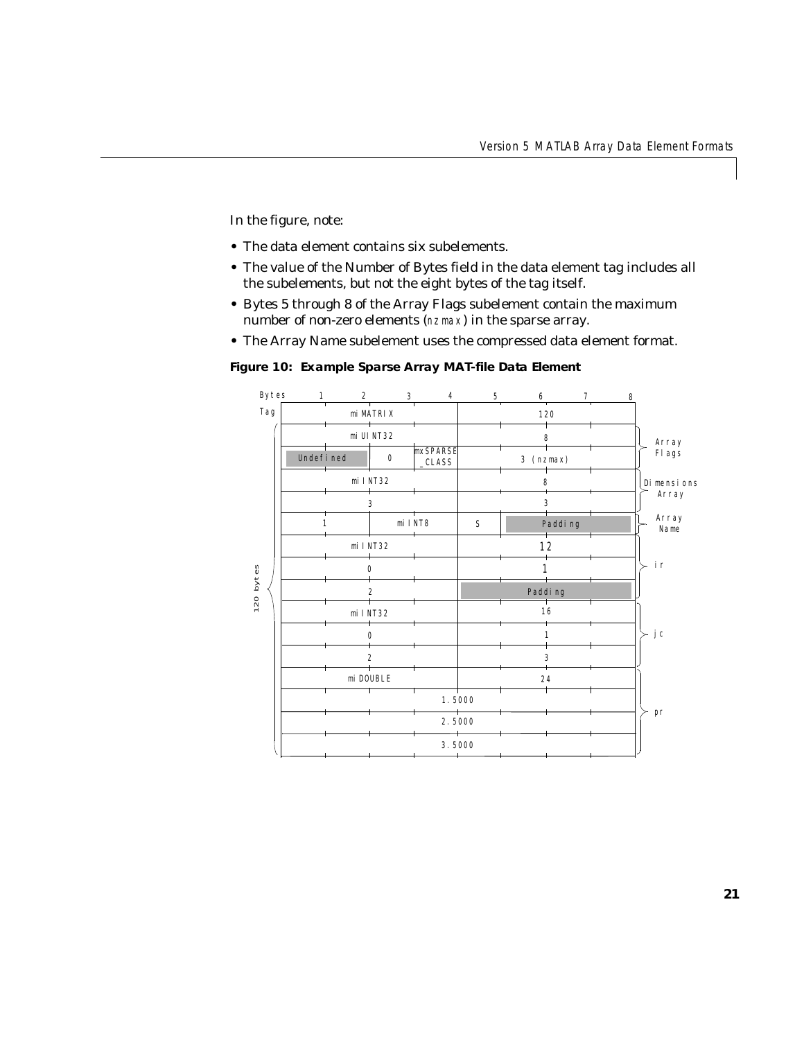In the figure, note:

- The data element contains six subelements.
- The value of the Number of Bytes field in the data element tag includes all the subelements, but not the eight bytes of the tag itself.
- Bytes 5 through 8 of the Array Flags subelement contain the maximum number of non-zero elements (`nzmax`) in the sparse array.
- The Array Name subelement uses the compressed data element format.

**Figure 10: Example Sparse Array MAT-file Data Element**

| Bytes 1–4 | | | Bytes 5–8 | | Subelement |
|---|---|---|---|---|---|
| miMATRIX | | | 120 | | Tag |
| miUINT32 | | | 8 | | Array Flags |
| Undefined | 0 | mxSPARSE_CLASS | 3 (nzmax) | | Array Flags |
| miINT32 | | | 8 | | Dimensions Array |
| 3 | | | 3 | | Dimensions Array |
| 1 | miINT8 | | S | Padding | Array Name |
| miINT32 | | | 12 | | ir |
| 0 | | | 1 | | ir |
| 2 | | | Padding | | ir |
| miINT32 | | | 16 | | jc |
| 0 | | | 1 | | jc |
| 2 | | | 3 | | jc |
| miDOUBLE | | | 24 | | pr |
| 1.5000 | | | | | pr |
| 2.5000 | | | | | pr |
| 3.5000 | | | | | pr |

120 bytes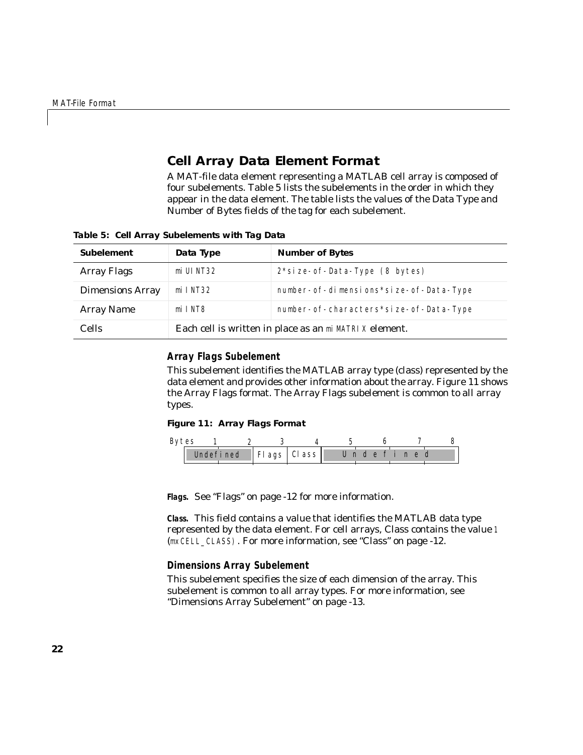## Cell Array Data Element Format

A MAT-file data element representing a MATLAB cell array is composed of four subelements. Table 5 lists the subelements in the order in which they appear in the data element. The table lists the values of the Data Type and Number of Bytes fields of the tag for each subelement.

**Table 5: Cell Array Subelements with Tag Data**

| Subelement | Data Type | Number of Bytes |
|---|---|---|
| Array Flags | miUINT32 | 2*size-of-Data-Type (8 bytes) |
| Dimensions Array | miINT32 | number-of-dimensions*size-of-Data-Type |
| Array Name | miINT8 | number-of-characters*size-of-Data-Type |
| Cells | Each cell is written in place as an miMATRIX element. | |

### Array Flags Subelement

This subelement identifies the MATLAB array type (class) represented by the data element and provides other information about the array. Figure 11 shows the Array Flags format. The Array Flags subelement is common to all array types.

**Figure 11: Array Flags Format**

| Bytes | 1 | 2 | 3 | 4 | 5 | 6 | 7 | 8 |
|---|---|---|---|---|---|---|---|---|
| | Undefined | | Flags | Class | Undefined | | | |

**Flags.** See "Flags" on page -12 for more information.

**Class.** This field contains a value that identifies the MATLAB data type represented by the data element. For cell arrays, Class contains the value 1 (mxCELL_CLASS). For more information, see "Class" on page -12.

### Dimensions Array Subelement

This subelement specifies the size of each dimension of the array. This subelement is common to all array types. For more information, see "Dimensions Array Subelement" on page -13.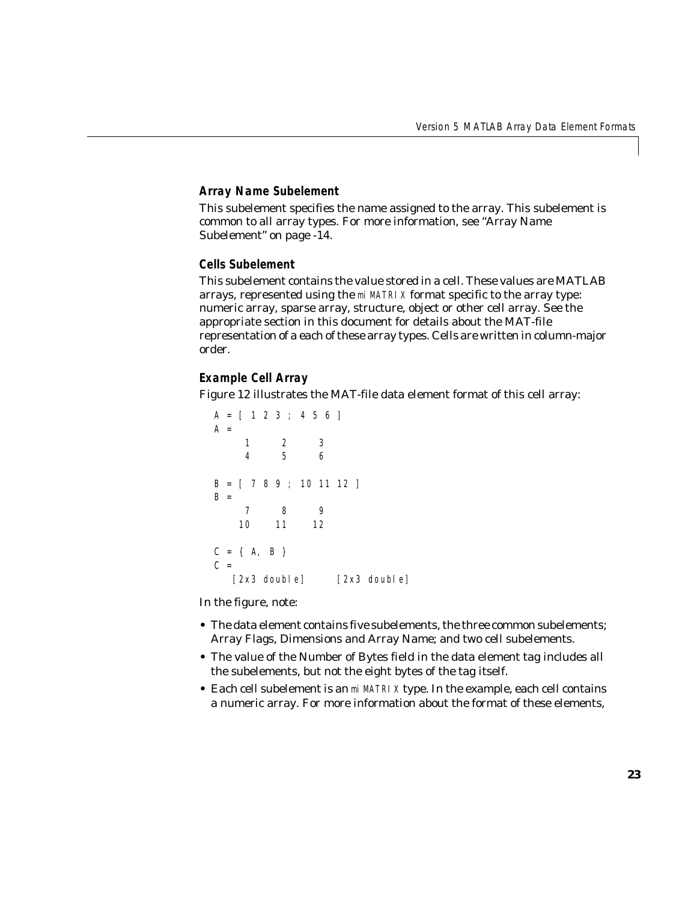### Array Name Subelement

This subelement specifies the name assigned to the array. This subelement is common to all array types. For more information, see "Array Name Subelement" on page -14.

### Cells Subelement

This subelement contains the value stored in a cell. These values are MATLAB arrays, represented using the `miMATRIX` format specific to the array type: numeric array, sparse array, structure, object or other cell array. See the appropriate section in this document for details about the MAT-file representation of a each of these array types. Cells are written in column-major order.

### Example Cell Array

Figure 12 illustrates the MAT-file data element format of this cell array:

```
A = [ 1 2 3 ; 4 5 6 ]
A =
     1     2     3
     4     5     6

B = [ 7 8 9 ; 10 11 12 ]
B =
     7     8     9
    10    11    12

C = { A, B }
C =
   [2x3 double]    [2x3 double]
```

In the figure, note:

- The data element contains five subelements, the three common subelements; Array Flags, Dimensions and Array Name; and two cell subelements.
- The value of the Number of Bytes field in the data element tag includes all the subelements, but not the eight bytes of the tag itself.
- Each cell subelement is an `miMATRIX` type. In the example, each cell contains a numeric array. For more information about the format of these elements,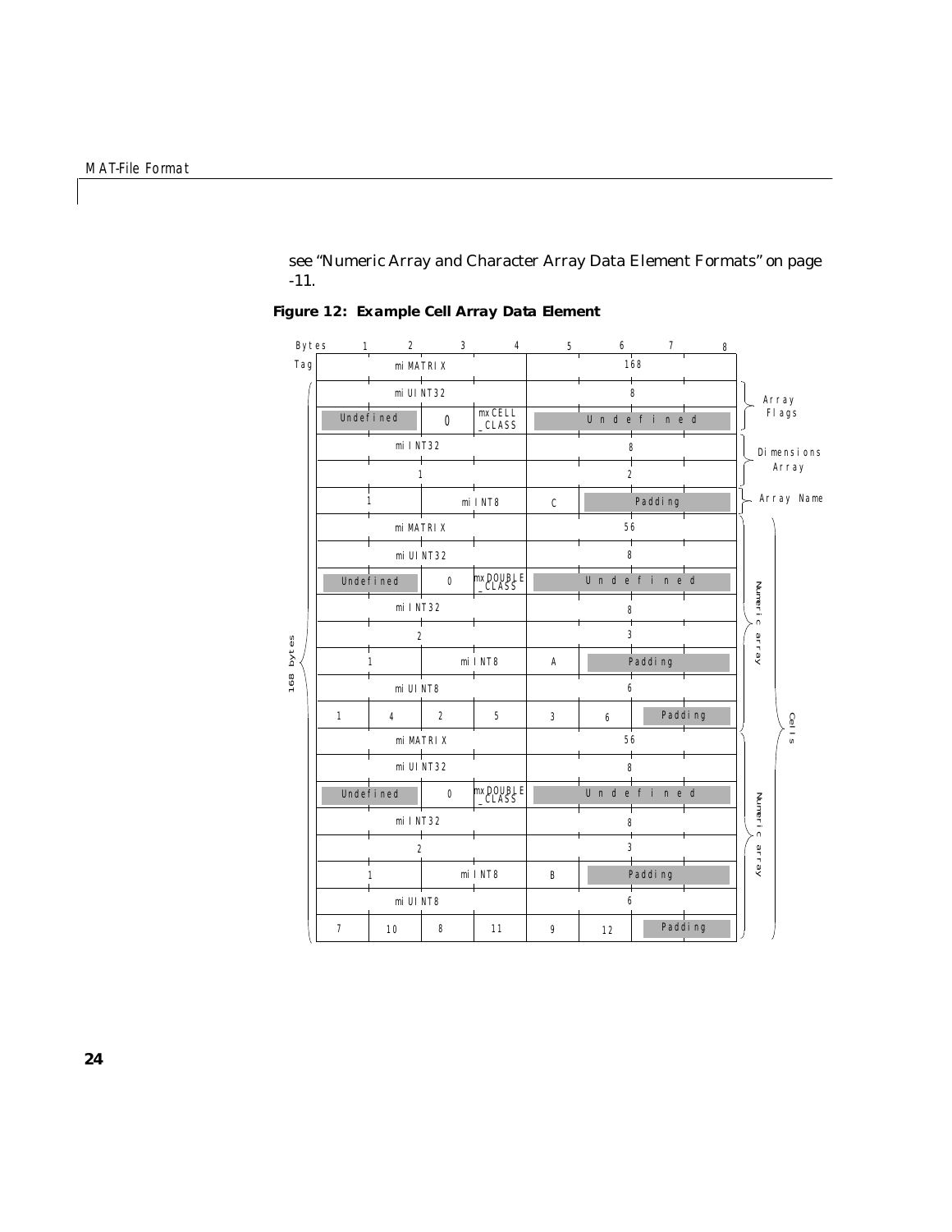see "Numeric Array and Character Array Data Element Formats" on page -11.

**Figure 12: Example Cell Array Data Element**

| Bytes | 1 | 2 | 3 | 4 | 5 | 6 | 7 | 8 | |
|---|---|---|---|---|---|---|---|---|---|
| Tag | miMATRIX | | | | 168 | | | | |
| | miUINT32 | | | | 8 | | | | Array Flags |
| | Undefined | | 0 | mxCELL_CLASS | Undefined | | | | |
| | miINT32 | | | | 8 | | | | Dimensions Array |
| | 1 | | | | 2 | | | | |
| | 1 | | miINT8 | | C | Padding | | | Array Name |
| | miMATRIX | | | | 56 | | | | Cells: Numeric array |
| | miUINT32 | | | | 8 | | | | |
| | Undefined | | 0 | mxDOUBLE_CLASS | Undefined | | | | |
| | miINT32 | | | | 8 | | | | |
| | 2 | | | | 3 | | | | |
| | 1 | | miINT8 | | A | Padding | | | |
| | miUINT8 | | | | 6 | | | | |
| | 1 | 4 | 2 | 5 | 3 | 6 | Padding | | |
| | miMATRIX | | | | 56 | | | | Cells: Numeric array |
| | miUINT32 | | | | 8 | | | | |
| | Undefined | | 0 | mxDOUBLE_CLASS | Undefined | | | | |
| | miINT32 | | | | 8 | | | | |
| | 2 | | | | 3 | | | | |
| | 1 | | miINT8 | | B | Padding | | | |
| | miUINT8 | | | | 6 | | | | |
| | 7 | 10 | 8 | 11 | 9 | 12 | Padding | | |

(168 bytes)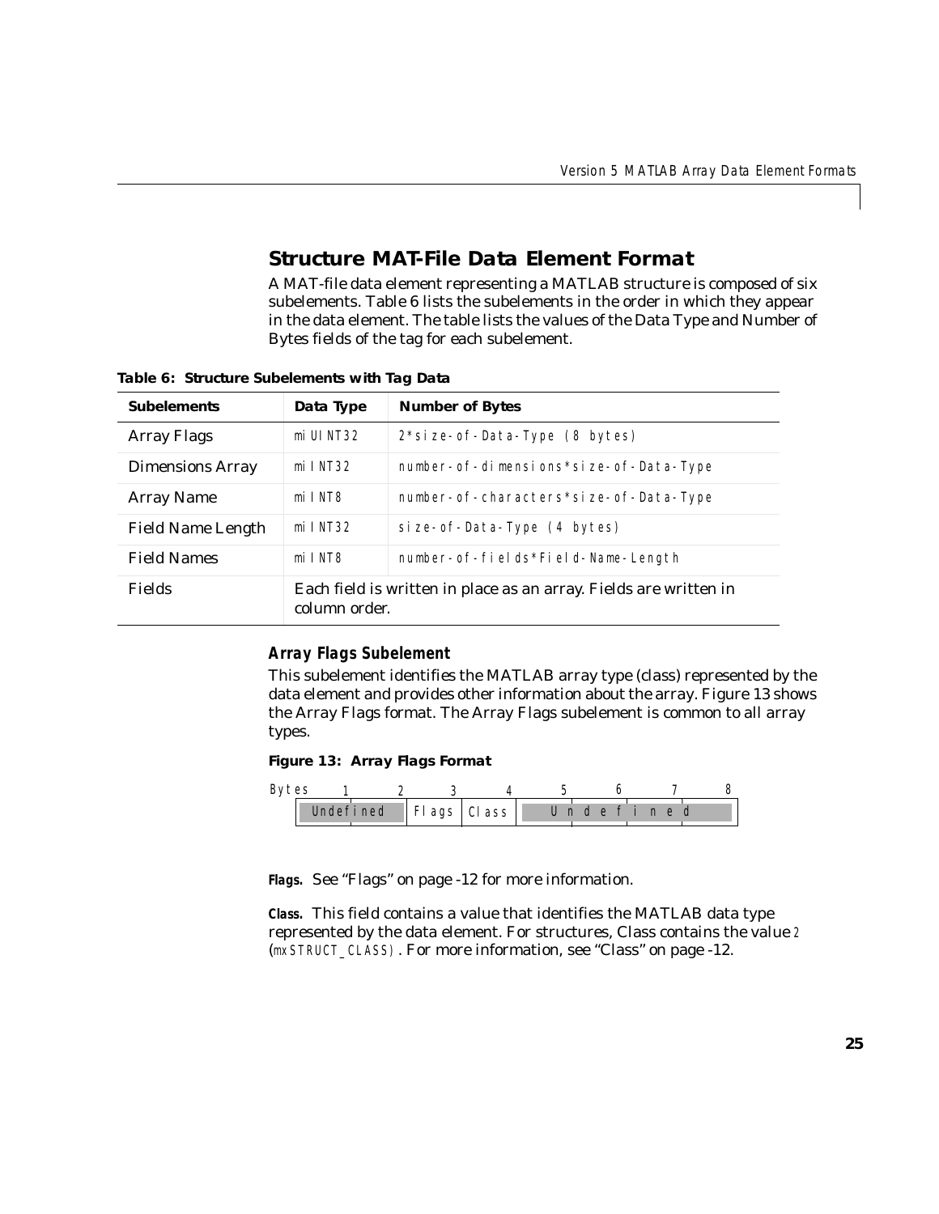## Structure MAT-File Data Element Format

A MAT-file data element representing a MATLAB structure is composed of six subelements. Table 6 lists the subelements in the order in which they appear in the data element. The table lists the values of the Data Type and Number of Bytes fields of the tag for each subelement.

**Table 6: Structure Subelements with Tag Data**

| Subelements | Data Type | Number of Bytes |
|---|---|---|
| Array Flags | miUINT32 | 2*size-of-Data-Type (8 bytes) |
| Dimensions Array | miINT32 | number-of-dimensions*size-of-Data-Type |
| Array Name | miINT8 | number-of-characters*size-of-Data-Type |
| Field Name Length | miINT32 | size-of-Data-Type (4 bytes) |
| Field Names | miINT8 | number-of-fields*Field-Name-Length |
| Fields | Each field is written in place as an array. Fields are written in column order. | |

### Array Flags Subelement

This subelement identifies the MATLAB array type (class) represented by the data element and provides other information about the array. Figure 13 shows the Array Flags format. The Array Flags subelement is common to all array types.

**Figure 13: Array Flags Format**

| Bytes | 1 | 2 | 3 | 4 | 5 | 6 | 7 | 8 |
|---|---|---|---|---|---|---|---|---|
| | Undefined | | Flags | Class | Undefined | | | |

**Flags.** See "Flags" on page -12 for more information.

**Class.** This field contains a value that identifies the MATLAB data type represented by the data element. For structures, Class contains the value 2 (mxSTRUCT_CLASS). For more information, see "Class" on page -12.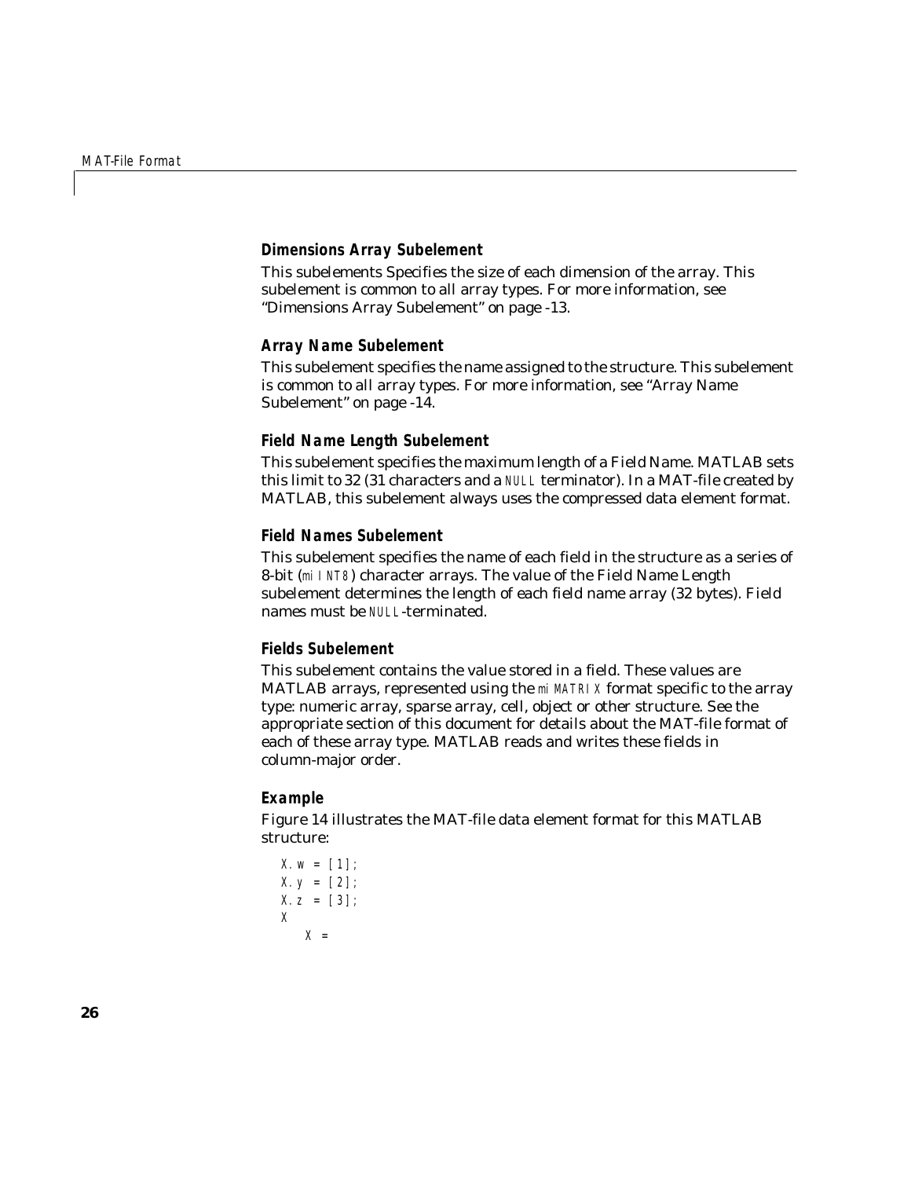### Dimensions Array Subelement

This subelements Specifies the size of each dimension of the array. This subelement is common to all array types. For more information, see "Dimensions Array Subelement" on page -13.

### Array Name Subelement

This subelement specifies the name assigned to the structure. This subelement is common to all array types. For more information, see "Array Name Subelement" on page -14.

### Field Name Length Subelement

This subelement specifies the maximum length of a Field Name. MATLAB sets this limit to 32 (31 characters and a `NULL` terminator). In a MAT-file created by MATLAB, this subelement always uses the compressed data element format.

### Field Names Subelement

This subelement specifies the name of each field in the structure as a series of 8-bit (`miINT8`) character arrays. The value of the Field Name Length subelement determines the length of each field name array (32 bytes). Field names must be `NULL`-terminated.

### Fields Subelement

This subelement contains the value stored in a field. These values are MATLAB arrays, represented using the `miMATRIX` format specific to the array type: numeric array, sparse array, cell, object or other structure. See the appropriate section of this document for details about the MAT-file format of each of these array type. MATLAB reads and writes these fields in column-major order.

### Example

Figure 14 illustrates the MAT-file data element format for this MATLAB structure:

```
X.w = [1];
X.y = [2];
X.z = [3];
X
    X =
```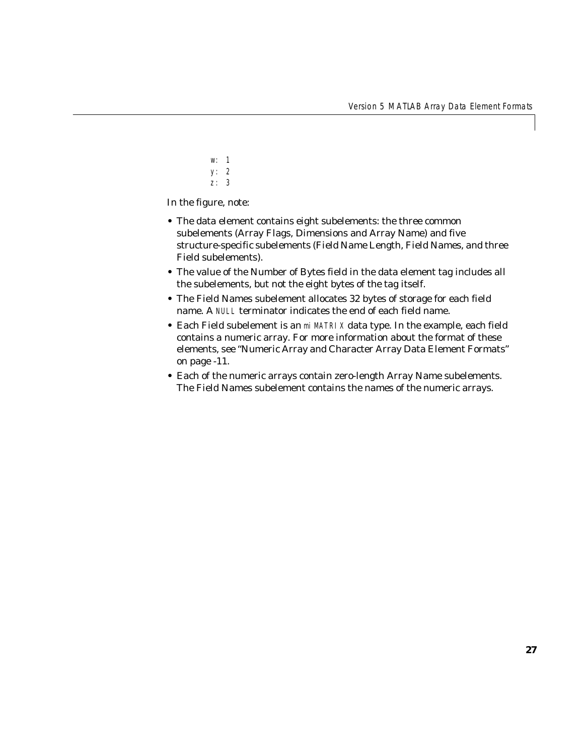```
w: 1
y: 2
z: 3
```

In the figure, note:

- The data element contains eight subelements: the three common subelements (Array Flags, Dimensions and Array Name) and five structure-specific subelements (Field Name Length, Field Names, and three Field subelements).
- The value of the Number of Bytes field in the data element tag includes all the subelements, but not the eight bytes of the tag itself.
- The Field Names subelement allocates 32 bytes of storage for each field name. A `NULL` terminator indicates the end of each field name.
- Each Field subelement is an `miMATRIX` data type. In the example, each field contains a numeric array. For more information about the format of these elements, see "Numeric Array and Character Array Data Element Formats" on page -11.
- Each of the numeric arrays contain zero-length Array Name subelements. The Field Names subelement contains the names of the numeric arrays.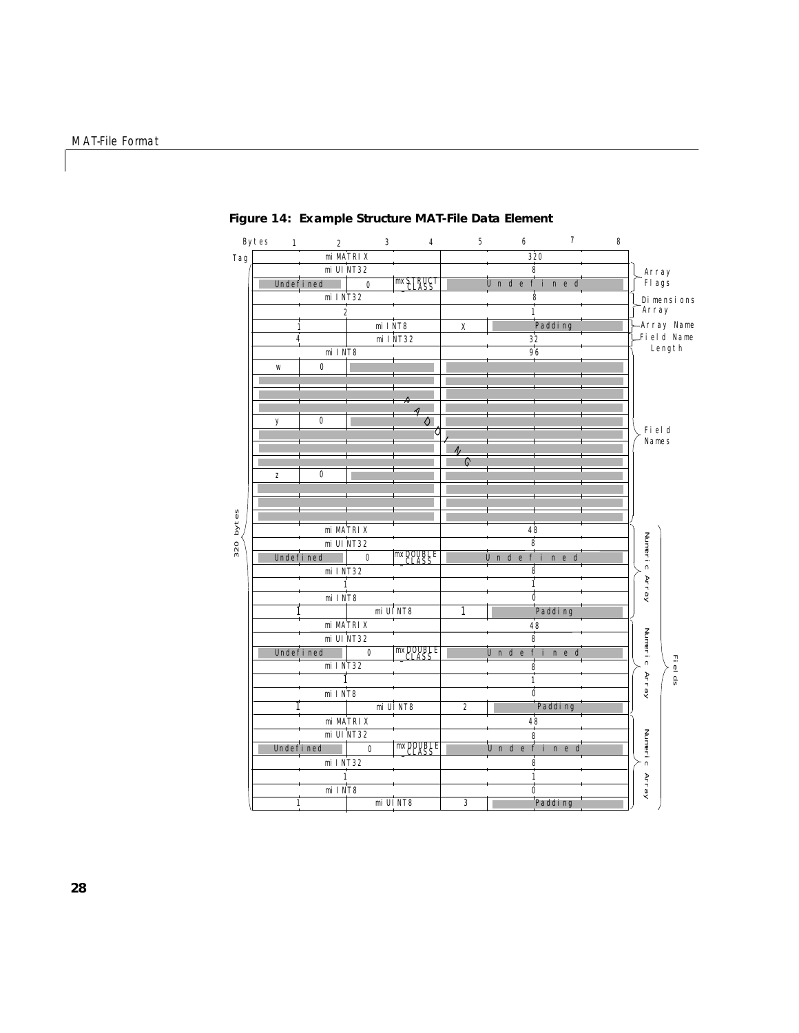**Figure 14: Example Structure MAT-File Data Element**

| Bytes | 1 | 2 | 3 | 4 | 5 | 6 | 7 | 8 | |
|---|---|---|---|---|---|---|---|---|---|
| Tag | | miMATRIX | | | | 320 | | | |
| | | miUINT32 | | | | 8 | | | Array Flags |
| | Undefined | | 0 | mxSTRUCT_CLASS | | Undefined | | | |
| | | miINT32 | | | | 8 | | | Dimensions Array |
| | | 2 | | | | 1 | | | |
| | 1 | | miINT8 | | X | Padding | | | Array Name |
| | 4 | | miINT32 | | | 32 | | | Field Name Length |
| | | miINT8 | | | | 96 | | | Field Names |
| | w | 0 | PADDING | | | | | | |
| | y | 0 | PADDING | | | | | | |
| | z | 0 | PADDING | | | | | | |
| | | miMATRIX | | | | 48 | | | Numeric Array |
| | | miUINT32 | | | | 8 | | | |
| | Undefined | | 0 | mxDOUBLE_CLASS | | Undefined | | | |
| | | miINT32 | | | | 8 | | | |
| | | 1 | | | | 1 | | | |
| | | miINT8 | | | | 0 | | | |
| | 1 | | miUINT8 | | 1 | Padding | | | |
| | | miMATRIX | | | | 48 | | | Numeric Array |
| | | miUINT32 | | | | 8 | | | |
| | Undefined | | 0 | mxDOUBLE_CLASS | | Undefined | | | |
| | | miINT32 | | | | 8 | | | |
| | | 1 | | | | 1 | | | |
| | | miINT8 | | | | 0 | | | |
| | 1 | | miUINT8 | | 2 | Padding | | | |
| | | miMATRIX | | | | 48 | | | Numeric Array |
| | | miUINT32 | | | | 8 | | | |
| | Undefined | | 0 | mxDOUBLE_CLASS | | Undefined | | | |
| | | miINT32 | | | | 8 | | | |
| | | 1 | | | | 1 | | | |
| | | miINT8 | | | | 0 | | | |
| | 1 | | miUINT8 | | 3 | Padding | | | |

320 bytes (total, from Array Flags through the last Numeric Array). The three Numeric Arrays together form the Fields.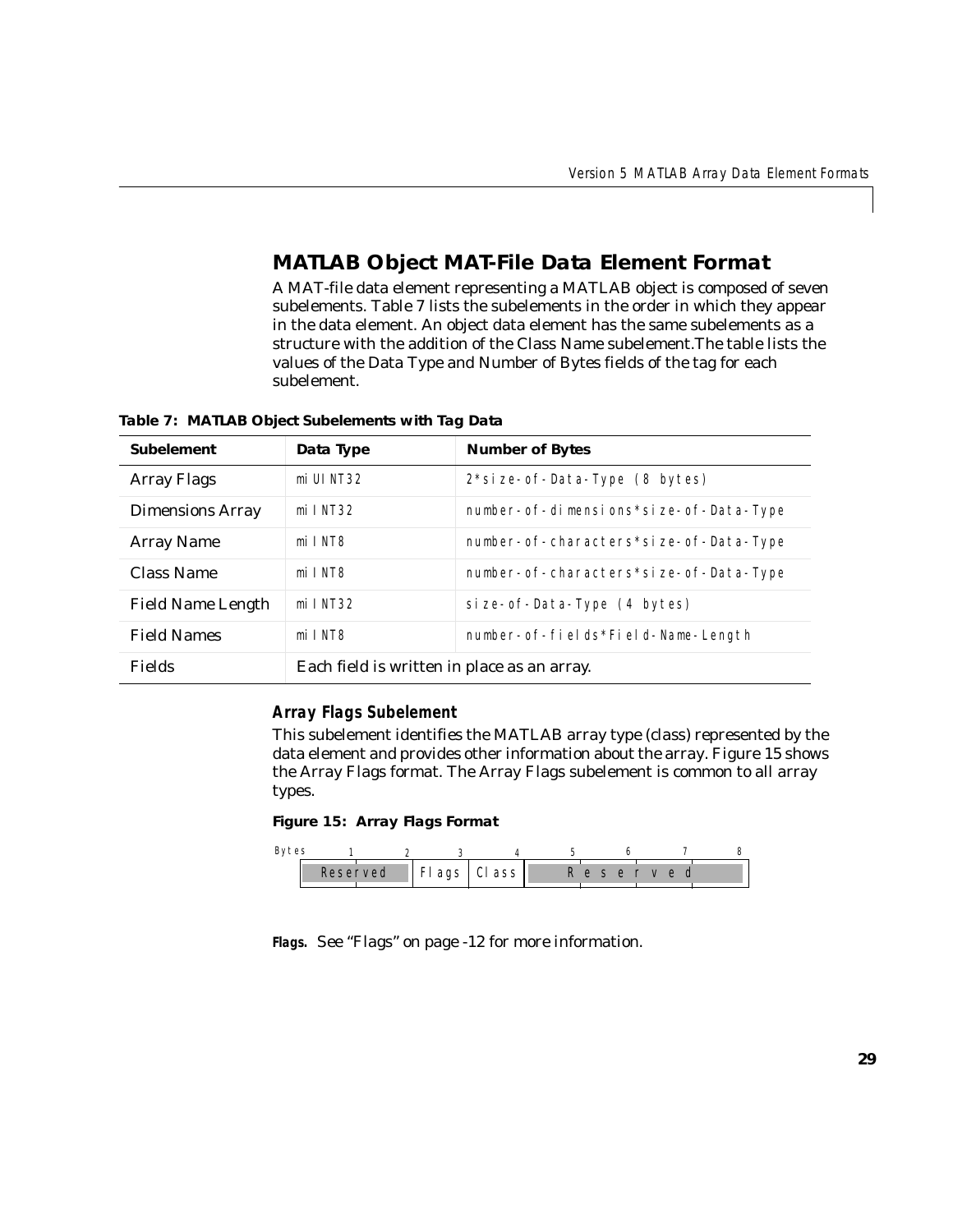## MATLAB Object MAT-File Data Element Format

A MAT-file data element representing a MATLAB object is composed of seven subelements. Table 7 lists the subelements in the order in which they appear in the data element. An object data element has the same subelements as a structure with the addition of the Class Name subelement.The table lists the values of the Data Type and Number of Bytes fields of the tag for each subelement.

**Table 7: MATLAB Object Subelements with Tag Data**

| Subelement | Data Type | Number of Bytes |
|---|---|---|
| Array Flags | miUINT32 | 2*size-of-Data-Type (8 bytes) |
| Dimensions Array | miINT32 | number-of-dimensions*size-of-Data-Type |
| Array Name | miINT8 | number-of-characters*size-of-Data-Type |
| Class Name | miINT8 | number-of-characters*size-of-Data-Type |
| Field Name Length | miINT32 | size-of-Data-Type (4 bytes) |
| Field Names | miINT8 | number-of-fields*Field-Name-Length |
| Fields | Each field is written in place as an array. | |

### *Array Flags Subelement*

This subelement identifies the MATLAB array type (class) represented by the data element and provides other information about the array. Figure 15 shows the Array Flags format. The Array Flags subelement is common to all array types.

**Figure 15: Array Flags Format**

| Bytes | 1 | 2 | 3 | 4 | 5 | 6 | 7 | 8 |
|---|---|---|---|---|---|---|---|---|
| | Reserved | | Flags | Class | Reserved | | | |

**Flags.** See "Flags" on page -12 for more information.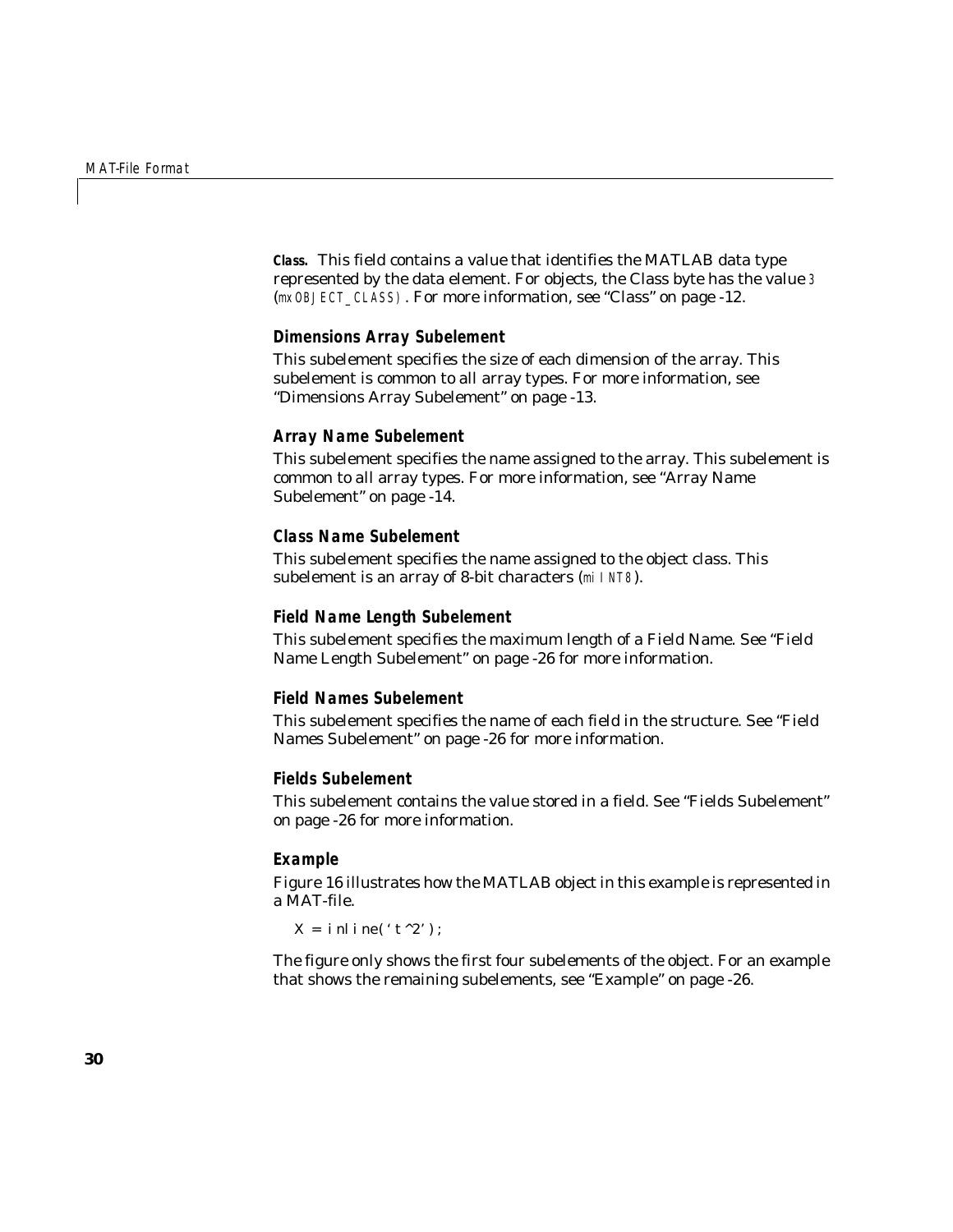**Class.** This field contains a value that identifies the MATLAB data type represented by the data element. For objects, the Class byte has the value `3` (`mxOBJECT_CLASS`). For more information, see “Class” on page -12.

### Dimensions Array Subelement

This subelement specifies the size of each dimension of the array. This subelement is common to all array types. For more information, see “Dimensions Array Subelement” on page -13.

### Array Name Subelement

This subelement specifies the name assigned to the array. This subelement is common to all array types. For more information, see “Array Name Subelement” on page -14.

### Class Name Subelement

This subelement specifies the name assigned to the object class. This subelement is an array of 8-bit characters (`miINT8`).

### Field Name Length Subelement

This subelement specifies the maximum length of a Field Name. See “Field Name Length Subelement” on page -26 for more information.

### Field Names Subelement

This subelement specifies the name of each field in the structure. See “Field Names Subelement” on page -26 for more information.

### Fields Subelement

This subelement contains the value stored in a field. See “Fields Subelement” on page -26 for more information.

### Example

Figure 16 illustrates how the MATLAB object in this example is represented in a MAT-file.

```
X = inline('t^2');
```

The figure only shows the first four subelements of the object. For an example that shows the remaining subelements, see “Example” on page -26.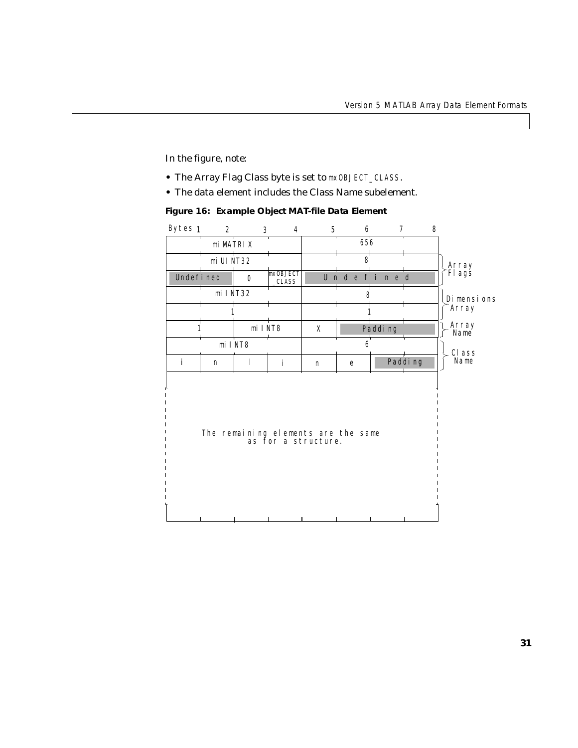In the figure, note:

- The Array Flag Class byte is set to `mxOBJECT_CLASS`.
- The data element includes the Class Name subelement.

**Figure 16: Example Object MAT-file Data Element**

| Bytes 1 | 2 | 3 | 4 | 5 | 6 | 7 | 8 | |
|---|---|---|---|---|---|---|---|---|
| miMATRIX | | | | 656 | | | | |
| miUINT32 | | | | 8 | | | | Array Flags |
| Undefined | | 0 | mxOBJECT_CLASS | Undefined | | | | |
| miINT32 | | | | 8 | | | | Dimensions Array |
| 1 | | | | 1 | | | | |
| 1 | | miINT8 | | X | Padding | | | Array Name |
| miINT8 | | | | 6 | | | | Class Name |
| i | n | l | i | n | e | Padding | | |
| The remaining elements are the same as for a structure. | | | | | | | | |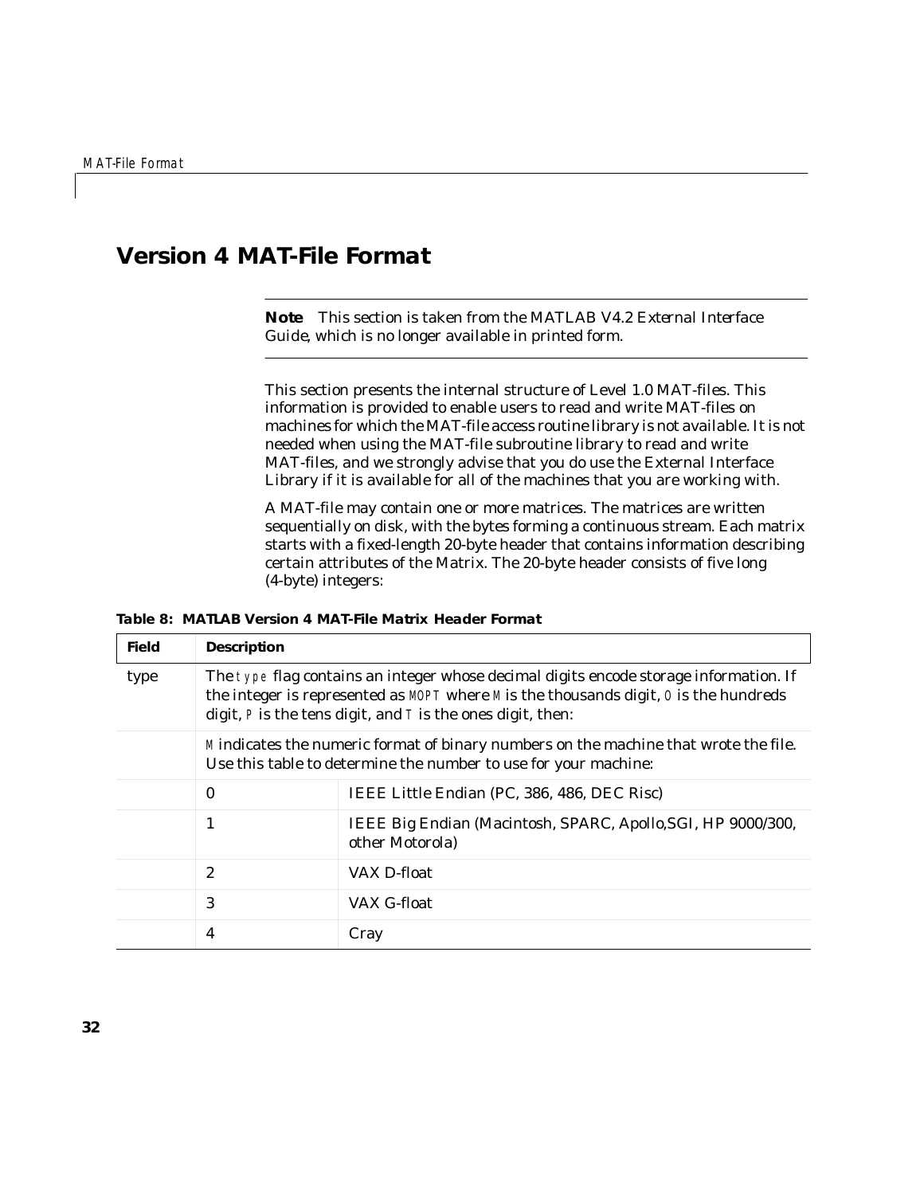# Version 4 MAT-File Format

---

**Note** *This section is taken from the MATLAB V4.2 External Interface Guide, which is no longer available in printed form.*

---

This section presents the internal structure of Level 1.0 MAT-files. This information is provided to enable users to read and write MAT-files on machines for which the MAT-file access routine library is not available. It is not needed when using the MAT-file subroutine library to read and write MAT-files, and we strongly advise that you do use the External Interface Library if it is available for all of the machines that you are working with.

A MAT-file may contain one or more matrices. The matrices are written sequentially on disk, with the bytes forming a continuous stream. Each matrix starts with a fixed-length 20-byte header that contains information describing certain attributes of the Matrix. The 20-byte header consists of five long (4-byte) integers:

**Table 8: MATLAB Version 4 MAT-File Matrix Header Format**

| Field | Description | |
|---|---|---|
| type | The `type` flag contains an integer whose decimal digits encode storage information. If the integer is represented as `MOPT` where `M` is the thousands digit, `O` is the hundreds digit, `P` is the tens digit, and `T` is the ones digit, then: | |
| | `M` indicates the numeric format of binary numbers on the machine that wrote the file. Use this table to determine the number to use for your machine: | |
| | 0 | IEEE Little Endian (PC, 386, 486, DEC Risc) |
| | 1 | IEEE Big Endian (Macintosh, SPARC, Apollo,SGI, HP 9000/300, other Motorola) |
| | 2 | VAX D-float |
| | 3 | VAX G-float |
| | 4 | Cray |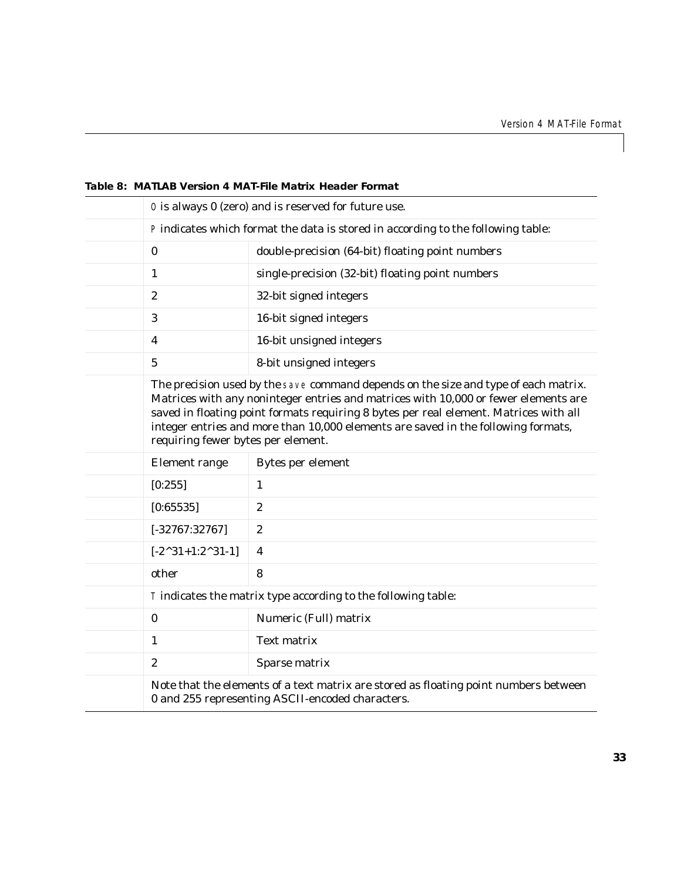**Table 8: MATLAB Version 4 MAT-File Matrix Header Format**

| | | |
|---|---|---|
| | O is always 0 (zero) and is reserved for future use. | |
| | P indicates which format the data is stored in according to the following table: | |
| | 0 | double-precision (64-bit) floating point numbers |
| | 1 | single-precision (32-bit) floating point numbers |
| | 2 | 32-bit signed integers |
| | 3 | 16-bit signed integers |
| | 4 | 16-bit unsigned integers |
| | 5 | 8-bit unsigned integers |
| | The precision used by the `save` command depends on the size and type of each matrix. Matrices with any noninteger entries and matrices with 10,000 or fewer elements are saved in floating point formats requiring 8 bytes per real element. Matrices with all integer entries and more than 10,000 elements are saved in the following formats, requiring fewer bytes per element. | |
| | Element range | Bytes per element |
| | [0:255] | 1 |
| | [0:65535] | 2 |
| | [-32767:32767] | 2 |
| | [-2^31+1:2^31-1] | 4 |
| | other | 8 |
| | T indicates the matrix type according to the following table: | |
| | 0 | Numeric (Full) matrix |
| | 1 | Text matrix |
| | 2 | Sparse matrix |
| | Note that the elements of a text matrix are stored as floating point numbers between 0 and 255 representing ASCII-encoded characters. | |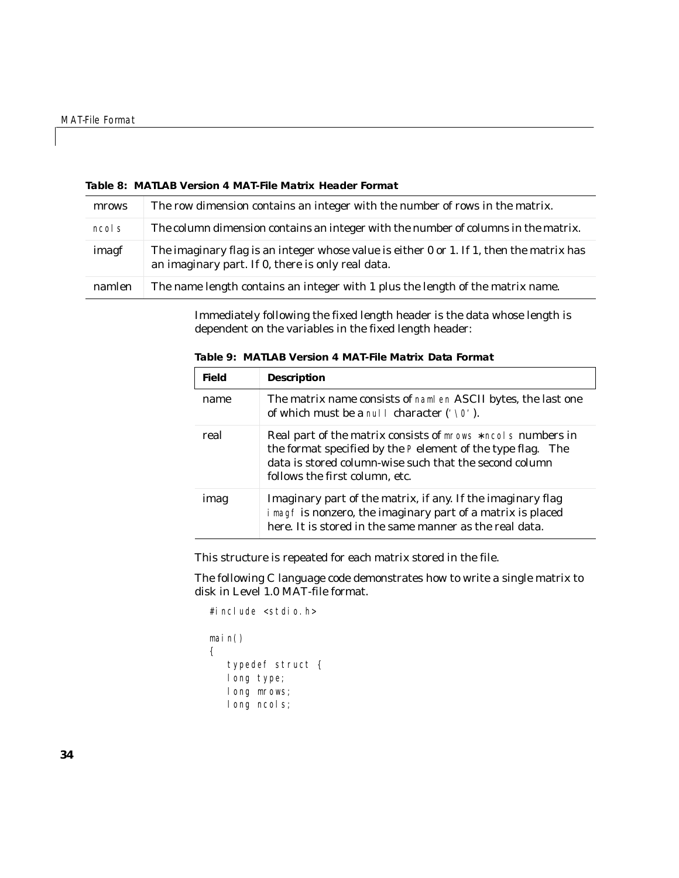**Table 8: MATLAB Version 4 MAT-File Matrix Header Format**

| | |
|---|---|
| mrows | The row dimension contains an integer with the number of rows in the matrix. |
| ncols | The column dimension contains an integer with the number of columns in the matrix. |
| imagf | The imaginary flag is an integer whose value is either 0 or 1. If 1, then the matrix has an imaginary part. If 0, there is only real data. |
| namlen | The name length contains an integer with 1 plus the length of the matrix name. |

Immediately following the fixed length header is the data whose length is dependent on the variables in the fixed length header:

**Table 9: MATLAB Version 4 MAT-File Matrix Data Format**

| Field | Description |
|---|---|
| name | The matrix name consists of `namlen` ASCII bytes, the last one of which must be a `null` character (`'\0'`). |
| real | Real part of the matrix consists of `mrows` ∗ `ncols` numbers in the format specified by the `P` element of the type flag. The data is stored column-wise such that the second column follows the first column, etc. |
| imag | Imaginary part of the matrix, if any. If the imaginary flag `imagf` is nonzero, the imaginary part of a matrix is placed here. It is stored in the same manner as the real data. |

This structure is repeated for each matrix stored in the file.

The following C language code demonstrates how to write a single matrix to disk in Level 1.0 MAT-file format.

```
#include <stdio.h>

main()
{
    typedef struct {
    long type;
    long mrows;
    long ncols;
```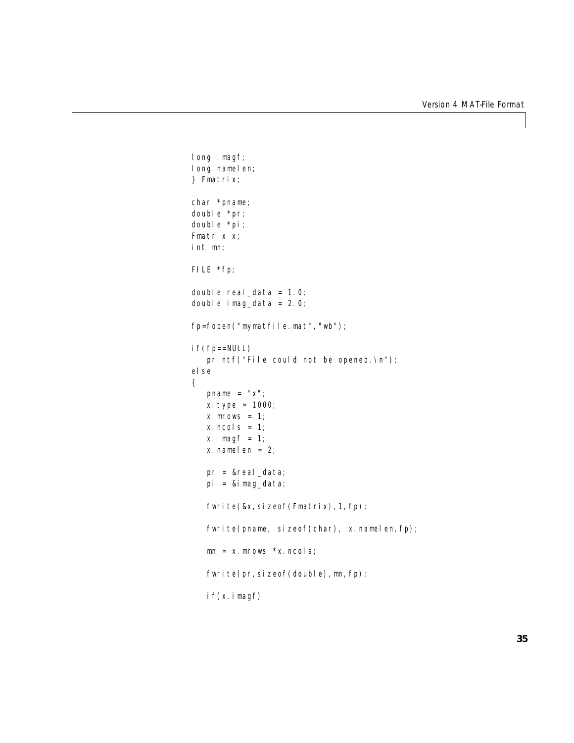```
long imagf;
long namelen;
} Fmatrix;

char *pname;
double *pr;
double *pi;
Fmatrix x;
int mn;

FILE *fp;

double real_data = 1.0;
double imag_data = 2.0;

fp=fopen("mymatfile.mat","wb");

if(fp==NULL)
   printf("File could not be opened.\n");
else
{
   pname = "x";
   x.type = 1000;
   x.mrows = 1;
   x.ncols = 1;
   x.imagf = 1;
   x.namelen = 2;

   pr = &real_data;
   pi = &imag_data;

   fwrite(&x,sizeof(Fmatrix),1,fp);

   fwrite(pname, sizeof(char), x.namelen,fp);

   mn = x.mrows *x.ncols;

   fwrite(pr,sizeof(double),mn,fp);

   if(x.imagf)
```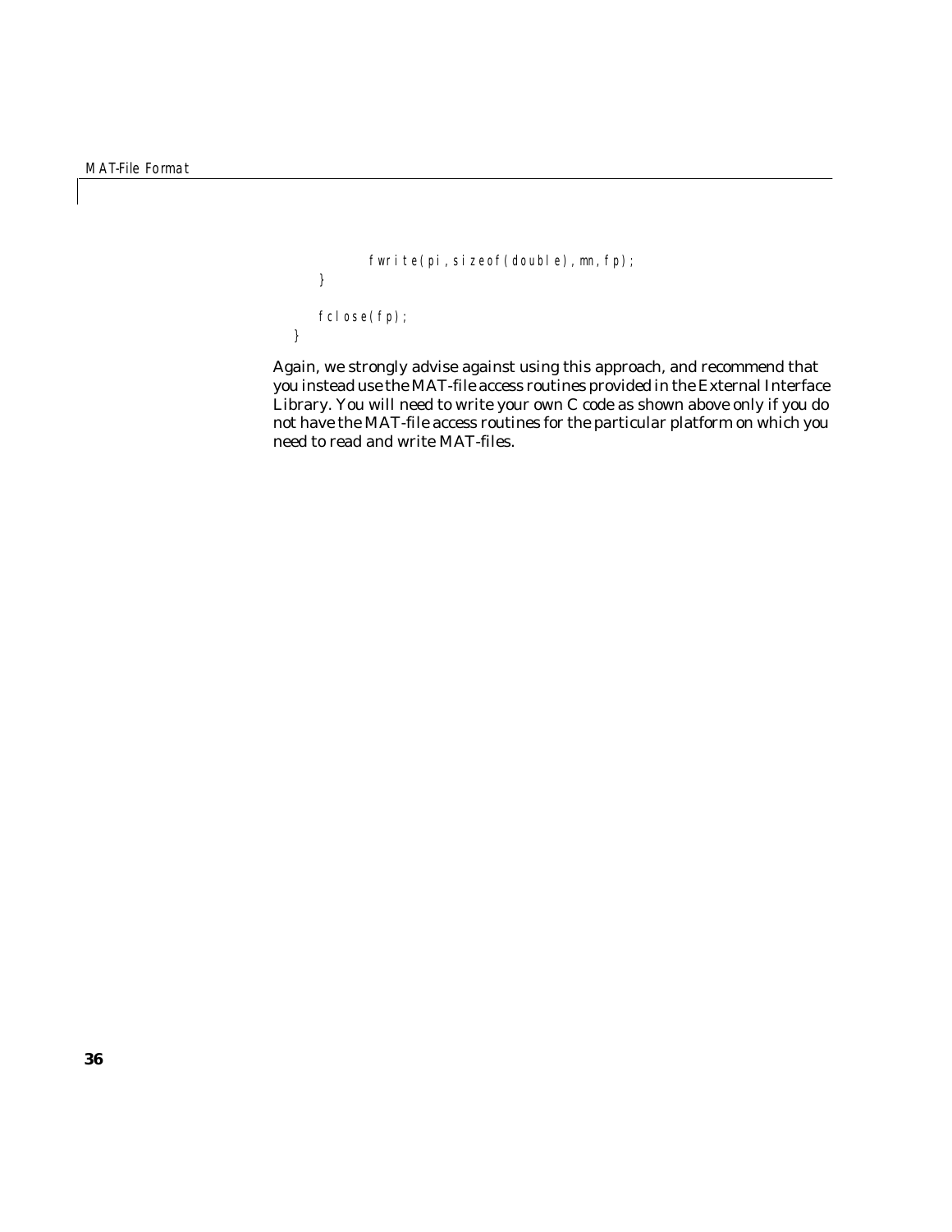```
            fwrite(pi,sizeof(double),mn,fp);
        }

        fclose(fp);
    }
```

Again, we strongly advise against using this approach, and recommend that you instead use the MAT-file access routines provided in the External Interface Library. You will need to write your own C code as shown above only if you do not have the MAT-file access routines for the particular platform on which you need to read and write MAT-files.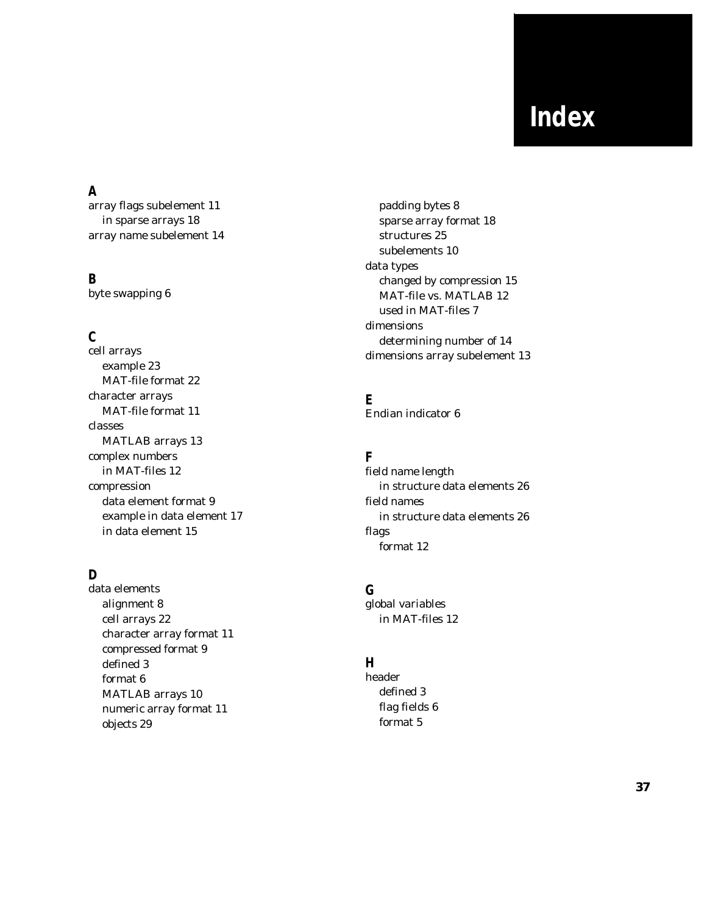# Index

## A

array flags subelement 11
- in sparse arrays 18

array name subelement 14

## B

byte swapping 6

## C

cell arrays
- example 23
- MAT-file format 22

character arrays
- MAT-file format 11

classes
- MATLAB arrays 13

complex numbers
- in MAT-files 12

compression
- data element format 9
- example in data element 17
- in data element 15

## D

data elements
- alignment 8
- cell arrays 22
- character array format 11
- compressed format 9
- defined 3
- format 6
- MATLAB arrays 10
- numeric array format 11
- objects 29
- padding bytes 8
- sparse array format 18
- structures 25
- subelements 10

data types
- changed by compression 15
- MAT-file vs. MATLAB 12
- used in MAT-files 7

dimensions
- determining number of 14

dimensions array subelement 13

## E

Endian indicator 6

## F

field name length
- in structure data elements 26

field names
- in structure data elements 26

flags
- format 12

## G

global variables
- in MAT-files 12

## H

header
- defined 3
- flag fields 6
- format 5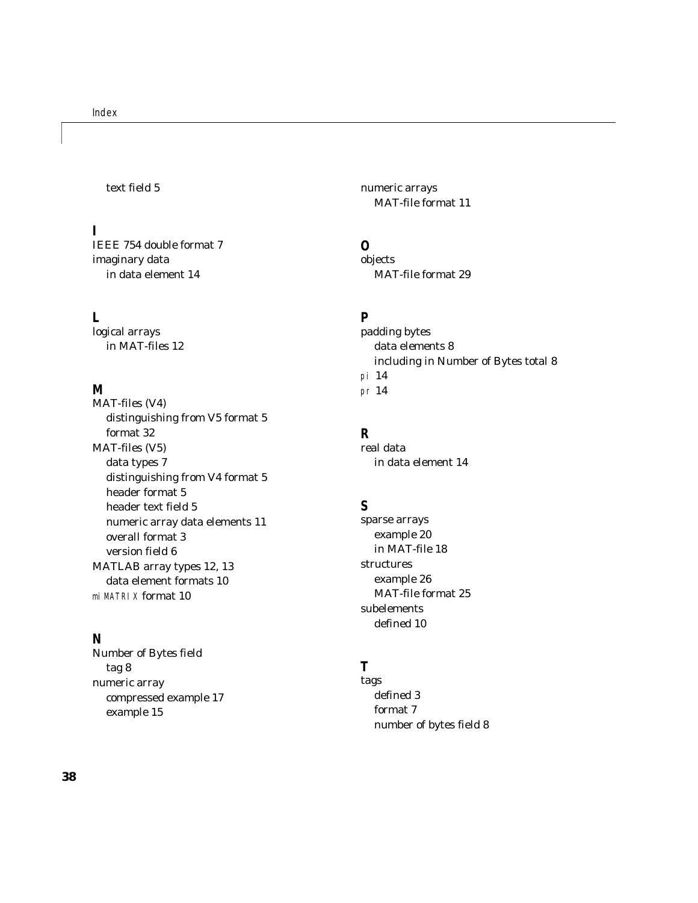text field 5

**I**

IEEE 754 double format 7
imaginary data
  in data element 14

**L**

logical arrays
  in MAT-files 12

**M**

MAT-files (V4)
  distinguishing from V5 format 5
  format 32
MAT-files (V5)
  data types 7
  distinguishing from V4 format 5
  header format 5
  header text field 5
  numeric array data elements 11
  overall format 3
  version field 6
MATLAB array types 12, 13
  data element formats 10
`miMATRIX` format 10

**N**

Number of Bytes field
  tag 8
numeric array
  compressed example 17
  example 15
numeric arrays
  MAT-file format 11

**O**

objects
  MAT-file format 29

**P**

padding bytes
  data elements 8
  including in Number of Bytes total 8
`pi` 14
`pr` 14

**R**

real data
  in data element 14

**S**

sparse arrays
  example 20
  in MAT-file 18
structures
  example 26
  MAT-file format 25
subelements
  defined 10

**T**

tags
  defined 3
  format 7
  number of bytes field 8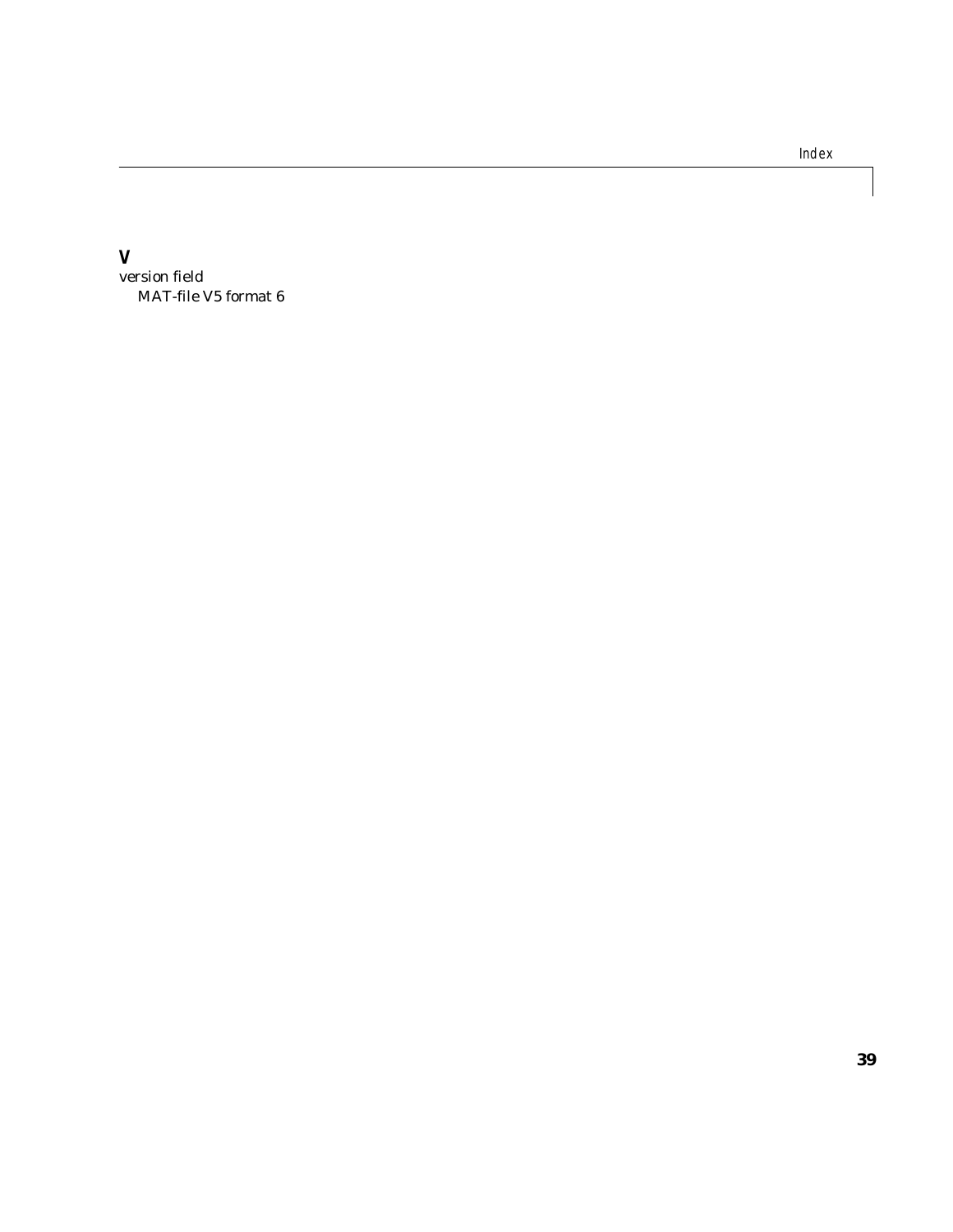## V

version field
  MAT-file V5 format 6